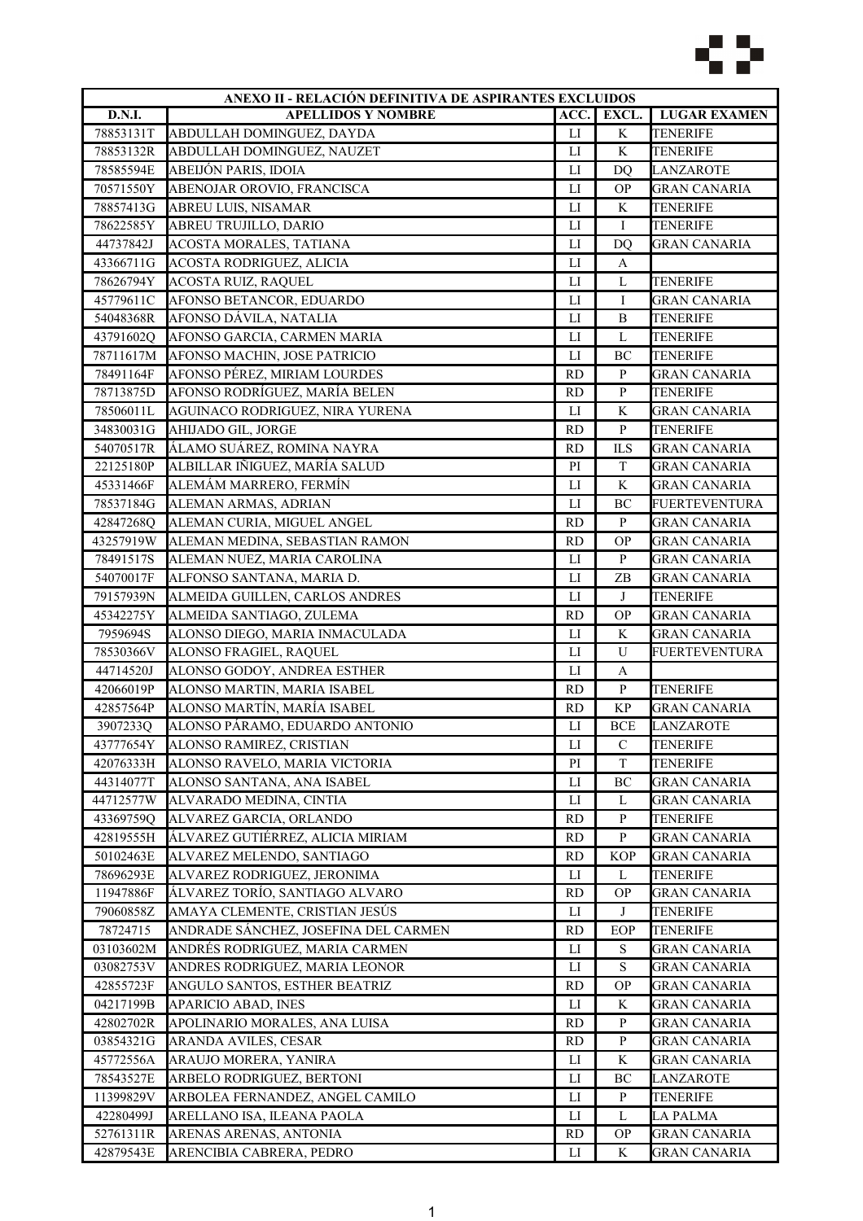| ANEXO II - RELACIÓN DEFINITIVA DE ASPIRANTES EXCLUIDOS | | | | |
|---|---|---|---|---|
| D.N.I. | APELLIDOS Y NOMBRE | ACC. | EXCL. | LUGAR EXAMEN |
| 78853131T | ABDULLAH DOMINGUEZ, DAYDA | LI | K | TENERIFE |
| 78853132R | ABDULLAH DOMINGUEZ, NAUZET | LI | K | TENERIFE |
| 78585594E | ABEIJÓN PARIS, IDOIA | LI | DQ | LANZAROTE |
| 70571550Y | ABENOJAR OROVIO, FRANCISCA | LI | OP | GRAN CANARIA |
| 78857413G | ABREU LUIS, NISAMAR | LI | K | TENERIFE |
| 78622585Y | ABREU TRUJILLO, DARIO | LI | I | TENERIFE |
| 44737842J | ACOSTA MORALES, TATIANA | LI | DQ | GRAN CANARIA |
| 43366711G | ACOSTA RODRIGUEZ, ALICIA | LI | A | |
| 78626794Y | ACOSTA RUIZ, RAQUEL | LI | L | TENERIFE |
| 45779611C | AFONSO BETANCOR, EDUARDO | LI | I | GRAN CANARIA |
| 54048368R | AFONSO DÁVILA, NATALIA | LI | B | TENERIFE |
| 43791602Q | AFONSO GARCIA, CARMEN MARIA | LI | L | TENERIFE |
| 78711617M | AFONSO MACHIN, JOSE PATRICIO | LI | BC | TENERIFE |
| 78491164F | AFONSO PÉREZ, MIRIAM LOURDES | RD | P | GRAN CANARIA |
| 78713875D | AFONSO RODRÍGUEZ, MARÍA BELEN | RD | P | TENERIFE |
| 78506011L | AGUINACO RODRIGUEZ, NIRA YURENA | LI | K | GRAN CANARIA |
| 34830031G | AHIJADO GIL, JORGE | RD | P | TENERIFE |
| 54070517R | ÁLAMO SUÁREZ, ROMINA NAYRA | RD | ILS | GRAN CANARIA |
| 22125180P | ALBILLAR IÑIGUEZ, MARÍA SALUD | PI | T | GRAN CANARIA |
| 45331466F | ALEMÁM MARRERO, FERMÍN | LI | K | GRAN CANARIA |
| 78537184G | ALEMAN ARMAS, ADRIAN | LI | BC | FUERTEVENTURA |
| 42847268Q | ALEMAN CURIA, MIGUEL ANGEL | RD | P | GRAN CANARIA |
| 43257919W | ALEMAN MEDINA, SEBASTIAN RAMON | RD | OP | GRAN CANARIA |
| 78491517S | ALEMAN NUEZ, MARIA CAROLINA | LI | P | GRAN CANARIA |
| 54070017F | ALFONSO SANTANA, MARIA D. | LI | ZB | GRAN CANARIA |
| 79157939N | ALMEIDA GUILLEN, CARLOS ANDRES | LI | J | TENERIFE |
| 45342275Y | ALMEIDA SANTIAGO, ZULEMA | RD | OP | GRAN CANARIA |
| 7959694S | ALONSO DIEGO, MARIA INMACULADA | LI | K | GRAN CANARIA |
| 78530366V | ALONSO FRAGIEL, RAQUEL | LI | U | FUERTEVENTURA |
| 44714520J | ALONSO GODOY, ANDREA ESTHER | LI | A | |
| 42066019P | ALONSO MARTIN, MARIA ISABEL | RD | P | TENERIFE |
| 42857564P | ALONSO MARTÍN, MARÍA ISABEL | RD | KP | GRAN CANARIA |
| 3907233Q | ALONSO PÁRAMO, EDUARDO ANTONIO | LI | BCE | LANZAROTE |
| 43777654Y | ALONSO RAMIREZ, CRISTIAN | LI | C | TENERIFE |
| 42076333H | ALONSO RAVELO, MARIA VICTORIA | PI | T | TENERIFE |
| 44314077T | ALONSO SANTANA, ANA ISABEL | LI | BC | GRAN CANARIA |
| 44712577W | ALVARADO MEDINA, CINTIA | LI | L | GRAN CANARIA |
| 43369759Q | ALVAREZ GARCIA, ORLANDO | RD | P | TENERIFE |
| 42819555H | ÁLVAREZ GUTIÉRREZ, ALICIA MIRIAM | RD | P | GRAN CANARIA |
| 50102463E | ALVAREZ MELENDO, SANTIAGO | RD | KOP | GRAN CANARIA |
| 78696293E | ALVAREZ RODRIGUEZ, JERONIMA | LI | L | TENERIFE |
| 11947886F | ÁLVAREZ TORÍO, SANTIAGO ALVARO | RD | OP | GRAN CANARIA |
| 79060858Z | AMAYA CLEMENTE, CRISTIAN JESÚS | LI | J | TENERIFE |
| 78724715 | ANDRADE SÁNCHEZ, JOSEFINA DEL CARMEN | RD | EOP | TENERIFE |
| 03103602M | ANDRÉS RODRIGUEZ, MARIA CARMEN | LI | S | GRAN CANARIA |
| 03082753V | ANDRES RODRIGUEZ, MARIA LEONOR | LI | S | GRAN CANARIA |
| 42855723F | ANGULO SANTOS, ESTHER BEATRIZ | RD | OP | GRAN CANARIA |
| 04217199B | APARICIO ABAD, INES | LI | K | GRAN CANARIA |
| 42802702R | APOLINARIO MORALES, ANA LUISA | RD | P | GRAN CANARIA |
| 03854321G | ARANDA AVILES, CESAR | RD | P | GRAN CANARIA |
| 45772556A | ARAUJO MORERA, YANIRA | LI | K | GRAN CANARIA |
| 78543527E | ARBELO RODRIGUEZ, BERTONI | LI | BC | LANZAROTE |
| 11399829V | ARBOLEA FERNANDEZ, ANGEL CAMILO | LI | P | TENERIFE |
| 42280499J | ARELLANO ISA, ILEANA PAOLA | LI | L | LA PALMA |
| 52761311R | ARENAS ARENAS, ANTONIA | RD | OP | GRAN CANARIA |
| 42879543E | ARENCIBIA CABRERA, PEDRO | LI | K | GRAN CANARIA |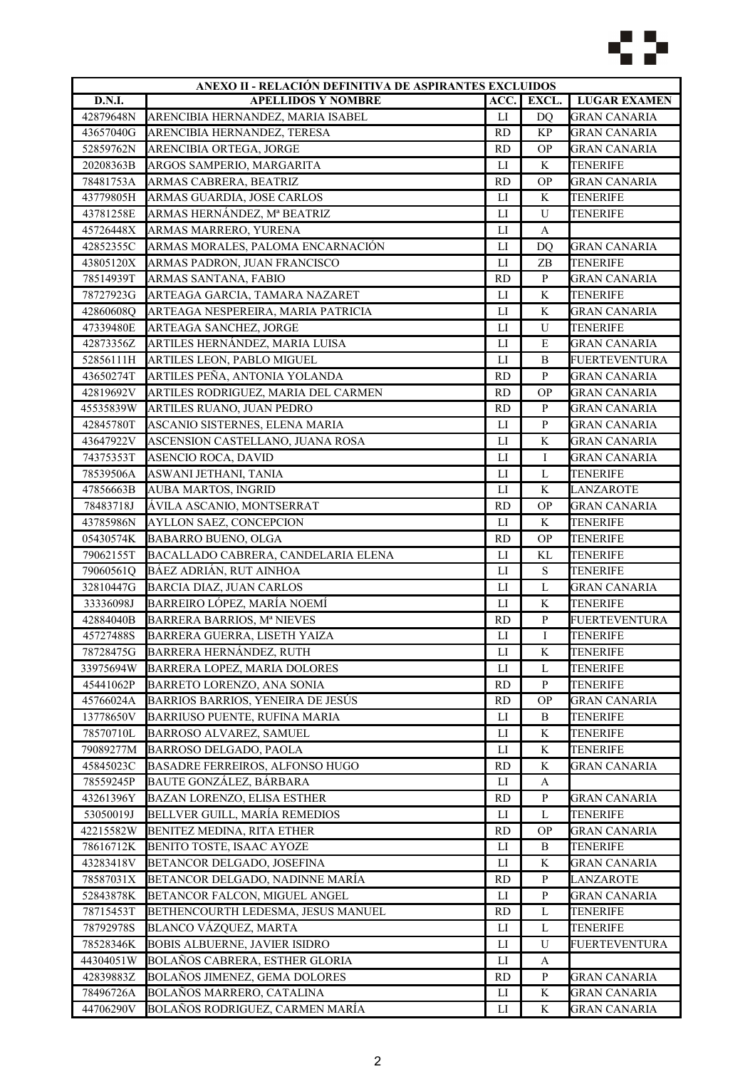| ANEXO II - RELACIÓN DEFINITIVA DE ASPIRANTES EXCLUIDOS | | | | |
|---|---|---|---|---|
| D.N.I. | APELLIDOS Y NOMBRE | ACC. | EXCL. | LUGAR EXAMEN |
| 42879648N | ARENCIBIA HERNANDEZ, MARIA ISABEL | LI | DQ | GRAN CANARIA |
| 43657040G | ARENCIBIA HERNANDEZ, TERESA | RD | KP | GRAN CANARIA |
| 52859762N | ARENCIBIA ORTEGA, JORGE | RD | OP | GRAN CANARIA |
| 20208363B | ARGOS SAMPERIO, MARGARITA | LI | K | TENERIFE |
| 78481753A | ARMAS CABRERA, BEATRIZ | RD | OP | GRAN CANARIA |
| 43779805H | ARMAS GUARDIA, JOSE CARLOS | LI | K | TENERIFE |
| 43781258E | ARMAS HERNÁNDEZ, Mª BEATRIZ | LI | U | TENERIFE |
| 45726448X | ARMAS MARRERO, YURENA | LI | A | |
| 42852355C | ARMAS MORALES, PALOMA ENCARNACIÓN | LI | DQ | GRAN CANARIA |
| 43805120X | ARMAS PADRON, JUAN FRANCISCO | LI | ZB | TENERIFE |
| 78514939T | ARMAS SANTANA, FABIO | RD | P | GRAN CANARIA |
| 78727923G | ARTEAGA GARCIA, TAMARA NAZARET | LI | K | TENERIFE |
| 42860608Q | ARTEAGA NESPEREIRA, MARIA PATRICIA | LI | K | GRAN CANARIA |
| 47339480E | ARTEAGA SANCHEZ, JORGE | LI | U | TENERIFE |
| 42873356Z | ARTILES HERNÁNDEZ, MARIA LUISA | LI | E | GRAN CANARIA |
| 52856111H | ARTILES LEON, PABLO MIGUEL | LI | B | FUERTEVENTURA |
| 43650274T | ARTILES PEÑA, ANTONIA YOLANDA | RD | P | GRAN CANARIA |
| 42819692V | ARTILES RODRIGUEZ, MARIA DEL CARMEN | RD | OP | GRAN CANARIA |
| 45535839W | ARTILES RUANO, JUAN PEDRO | RD | P | GRAN CANARIA |
| 42845780T | ASCANIO SISTERNES, ELENA MARIA | LI | P | GRAN CANARIA |
| 43647922V | ASCENSION CASTELLANO, JUANA ROSA | LI | K | GRAN CANARIA |
| 74375353T | ASENCIO ROCA, DAVID | LI | I | GRAN CANARIA |
| 78539506A | ASWANI JETHANI, TANIA | LI | L | TENERIFE |
| 47856663B | AUBA MARTOS, INGRID | LI | K | LANZAROTE |
| 78483718J | ÁVILA ASCANIO, MONTSERRAT | RD | OP | GRAN CANARIA |
| 43785986N | AYLLON SAEZ, CONCEPCION | LI | K | TENERIFE |
| 05430574K | BABARRO BUENO, OLGA | RD | OP | TENERIFE |
| 79062155T | BACALLADO CABRERA, CANDELARIA ELENA | LI | KL | TENERIFE |
| 79060561Q | BÁEZ ADRIÁN, RUT AINHOA | LI | S | TENERIFE |
| 32810447G | BARCIA DIAZ, JUAN CARLOS | LI | L | GRAN CANARIA |
| 33336098J | BARREIRO LÓPEZ, MARÍA NOEMÍ | LI | K | TENERIFE |
| 42884040B | BARRERA BARRIOS, Mª NIEVES | RD | P | FUERTEVENTURA |
| 45727488S | BARRERA GUERRA, LISETH YAIZA | LI | I | TENERIFE |
| 78728475G | BARRERA HERNÁNDEZ, RUTH | LI | K | TENERIFE |
| 33975694W | BARRERA LOPEZ, MARIA DOLORES | LI | L | TENERIFE |
| 45441062P | BARRETO LORENZO, ANA SONIA | RD | P | TENERIFE |
| 45766024A | BARRIOS BARRIOS, YENEIRA DE JESÚS | RD | OP | GRAN CANARIA |
| 13778650V | BARRIUSO PUENTE, RUFINA MARIA | LI | B | TENERIFE |
| 78570710L | BARROSO ALVAREZ, SAMUEL | LI | K | TENERIFE |
| 79089277M | BARROSO DELGADO, PAOLA | LI | K | TENERIFE |
| 45845023C | BASADRE FERREIROS, ALFONSO HUGO | RD | K | GRAN CANARIA |
| 78559245P | BAUTE GONZÁLEZ, BÁRBARA | LI | A | |
| 43261396Y | BAZAN LORENZO, ELISA ESTHER | RD | P | GRAN CANARIA |
| 53050019J | BELLVER GUILL, MARÍA REMEDIOS | LI | L | TENERIFE |
| 42215582W | BENITEZ MEDINA, RITA ETHER | RD | OP | GRAN CANARIA |
| 78616712K | BENITO TOSTE, ISAAC AYOZE | LI | B | TENERIFE |
| 43283418V | BETANCOR DELGADO, JOSEFINA | LI | K | GRAN CANARIA |
| 78587031X | BETANCOR DELGADO, NADINNE MARÍA | RD | P | LANZAROTE |
| 52843878K | BETANCOR FALCON, MIGUEL ANGEL | LI | P | GRAN CANARIA |
| 78715453T | BETHENCOURTH LEDESMA, JESUS MANUEL | RD | L | TENERIFE |
| 78792978S | BLANCO VÁZQUEZ, MARTA | LI | L | TENERIFE |
| 78528346K | BOBIS ALBUERNE, JAVIER ISIDRO | LI | U | FUERTEVENTURA |
| 44304051W | BOLAÑOS CABRERA, ESTHER GLORIA | LI | A | |
| 42839883Z | BOLAÑOS JIMENEZ, GEMA DOLORES | RD | P | GRAN CANARIA |
| 78496726A | BOLAÑOS MARRERO, CATALINA | LI | K | GRAN CANARIA |
| 44706290V | BOLAÑOS RODRIGUEZ, CARMEN MARÍA | LI | K | GRAN CANARIA |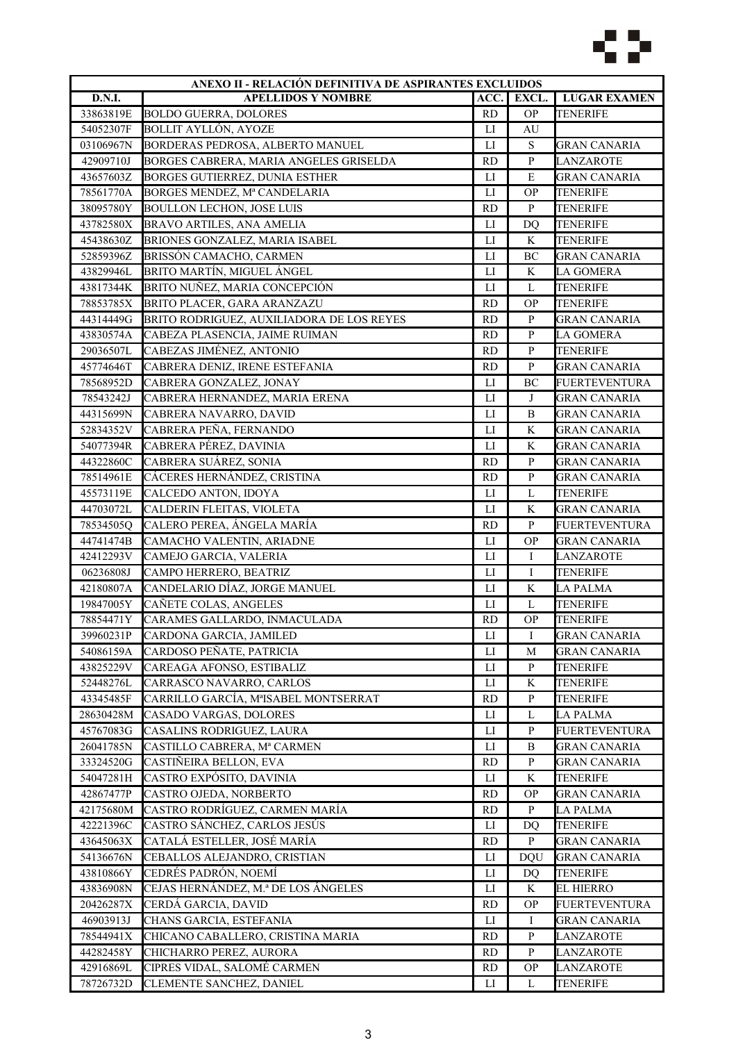| ANEXO II - RELACIÓN DEFINITIVA DE ASPIRANTES EXCLUIDOS | | | | |
|---|---|---|---|---|
| D.N.I. | APELLIDOS Y NOMBRE | ACC. | EXCL. | LUGAR EXAMEN |
| 33863819E | BOLDO GUERRA, DOLORES | RD | OP | TENERIFE |
| 54052307F | BOLLIT AYLLÓN, AYOZE | LI | AU | |
| 03106967N | BORDERAS PEDROSA, ALBERTO MANUEL | LI | S | GRAN CANARIA |
| 42909710J | BORGES CABRERA, MARIA ANGELES GRISELDA | RD | P | LANZAROTE |
| 43657603Z | BORGES GUTIERREZ, DUNIA ESTHER | LI | E | GRAN CANARIA |
| 78561770A | BORGES MENDEZ, Mª CANDELARIA | LI | OP | TENERIFE |
| 38095780Y | BOULLON LECHON, JOSE LUIS | RD | P | TENERIFE |
| 43782580X | BRAVO ARTILES, ANA AMELIA | LI | DQ | TENERIFE |
| 45438630Z | BRIONES GONZALEZ, MARIA ISABEL | LI | K | TENERIFE |
| 52859396Z | BRISSÓN CAMACHO, CARMEN | LI | BC | GRAN CANARIA |
| 43829946L | BRITO MARTÍN, MIGUEL ÁNGEL | LI | K | LA GOMERA |
| 43817344K | BRITO NUÑEZ, MARIA CONCEPCIÓN | LI | L | TENERIFE |
| 78853785X | BRITO PLACER, GARA ARANZAZU | RD | OP | TENERIFE |
| 44314449G | BRITO RODRIGUEZ, AUXILIADORA DE LOS REYES | RD | P | GRAN CANARIA |
| 43830574A | CABEZA PLASENCIA, JAIME RUIMAN | RD | P | LA GOMERA |
| 29036507L | CABEZAS JIMÉNEZ, ANTONIO | RD | P | TENERIFE |
| 45774646T | CABRERA DENIZ, IRENE ESTEFANIA | RD | P | GRAN CANARIA |
| 78568952D | CABRERA GONZALEZ, JONAY | LI | BC | FUERTEVENTURA |
| 78543242J | CABRERA HERNANDEZ, MARIA ERENA | LI | J | GRAN CANARIA |
| 44315699N | CABRERA NAVARRO, DAVID | LI | B | GRAN CANARIA |
| 52834352V | CABRERA PEÑA, FERNANDO | LI | K | GRAN CANARIA |
| 54077394R | CABRERA PÉREZ, DAVINIA | LI | K | GRAN CANARIA |
| 44322860C | CABRERA SUÁREZ, SONIA | RD | P | GRAN CANARIA |
| 78514961E | CÁCERES HERNÁNDEZ, CRISTINA | RD | P | GRAN CANARIA |
| 45573119E | CALCEDO ANTON, IDOYA | LI | L | TENERIFE |
| 44703072L | CALDERIN FLEITAS, VIOLETA | LI | K | GRAN CANARIA |
| 78534505Q | CALERO PEREA, ÁNGELA MARÍA | RD | P | FUERTEVENTURA |
| 44741474B | CAMACHO VALENTIN, ARIADNE | LI | OP | GRAN CANARIA |
| 42412293V | CAMEJO GARCIA, VALERIA | LI | I | LANZAROTE |
| 06236808J | CAMPO HERRERO, BEATRIZ | LI | I | TENERIFE |
| 42180807A | CANDELARIO DÍAZ, JORGE MANUEL | LI | K | LA PALMA |
| 19847005Y | CAÑETE COLAS, ANGELES | LI | L | TENERIFE |
| 78854471Y | CARAMES GALLARDO, INMACULADA | RD | OP | TENERIFE |
| 39960231P | CARDONA GARCIA, JAMILED | LI | I | GRAN CANARIA |
| 54086159A | CARDOSO PEÑATE, PATRICIA | LI | M | GRAN CANARIA |
| 43825229V | CAREAGA AFONSO, ESTIBALIZ | LI | P | TENERIFE |
| 52448276L | CARRASCO NAVARRO, CARLOS | LI | K | TENERIFE |
| 43345485F | CARRILLO GARCÍA, MªISABEL MONTSERRAT | RD | P | TENERIFE |
| 28630428M | CASADO VARGAS, DOLORES | LI | L | LA PALMA |
| 45767083G | CASALINS RODRIGUEZ, LAURA | LI | P | FUERTEVENTURA |
| 26041785N | CASTILLO CABRERA, Mª CARMEN | LI | B | GRAN CANARIA |
| 33324520G | CASTIÑEIRA BELLON, EVA | RD | P | GRAN CANARIA |
| 54047281H | CASTRO EXPÓSITO, DAVINIA | LI | K | TENERIFE |
| 42867477P | CASTRO OJEDA, NORBERTO | RD | OP | GRAN CANARIA |
| 42175680M | CASTRO RODRÍGUEZ, CARMEN MARÍA | RD | P | LA PALMA |
| 42221396C | CASTRO SÁNCHEZ, CARLOS JESÚS | LI | DQ | TENERIFE |
| 43645063X | CATALÁ ESTELLER, JOSÉ MARÍA | RD | P | GRAN CANARIA |
| 54136676N | CEBALLOS ALEJANDRO, CRISTIAN | LI | DQU | GRAN CANARIA |
| 43810866Y | CEDRÉS PADRÓN, NOEMÍ | LI | DQ | TENERIFE |
| 43836908N | CEJAS HERNÁNDEZ, M.ª DE LOS ÁNGELES | LI | K | EL HIERRO |
| 20426287X | CERDÁ GARCIA, DAVID | RD | OP | FUERTEVENTURA |
| 46903913J | CHANS GARCIA, ESTEFANIA | LI | I | GRAN CANARIA |
| 78544941X | CHICANO CABALLERO, CRISTINA MARIA | RD | P | LANZAROTE |
| 44282458Y | CHICHARRO PEREZ, AURORA | RD | P | LANZAROTE |
| 42916869L | CIPRES VIDAL, SALOMÉ CARMEN | RD | OP | LANZAROTE |
| 78726732D | CLEMENTE SANCHEZ, DANIEL | LI | L | TENERIFE |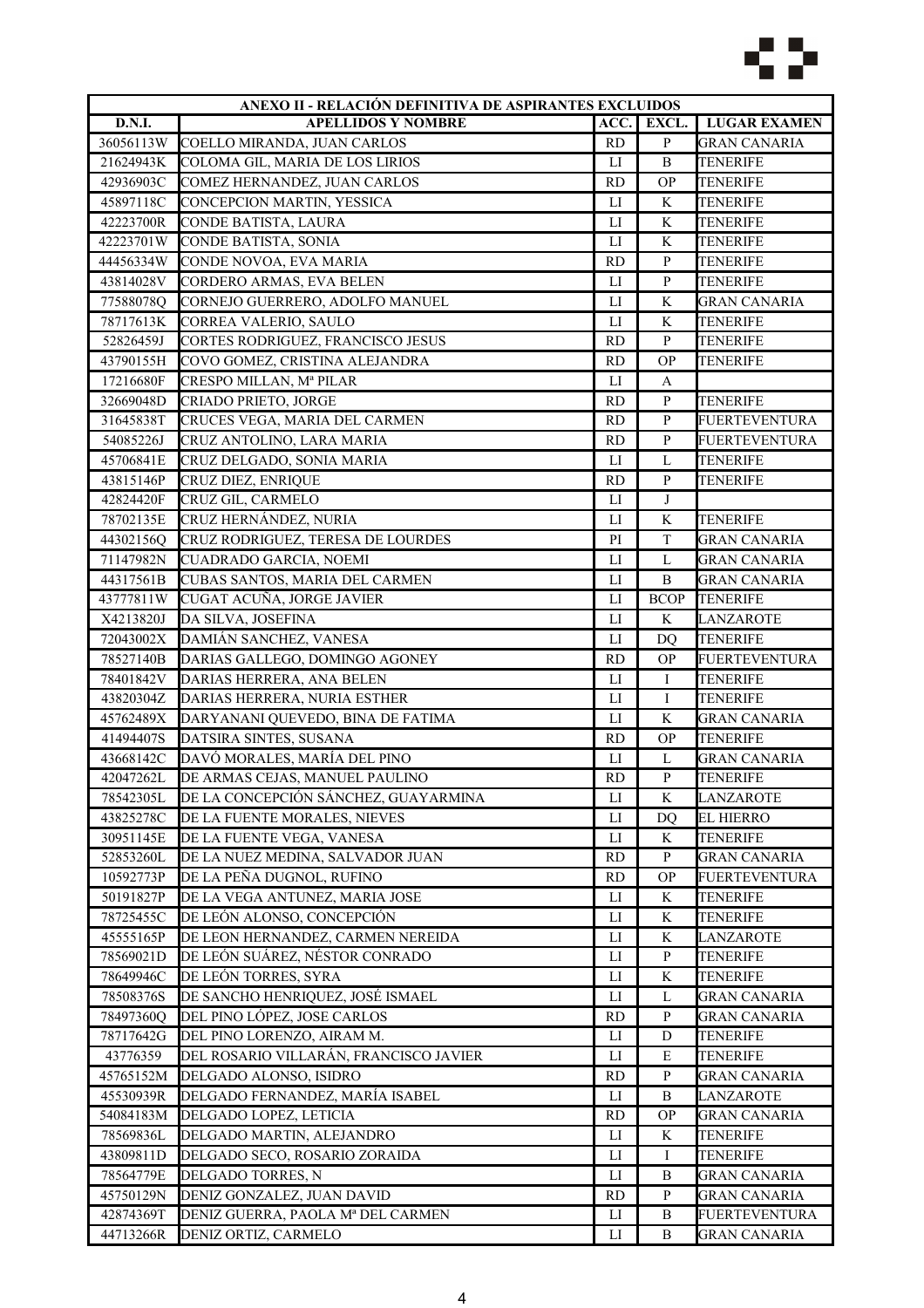| ANEXO II - RELACIÓN DEFINITIVA DE ASPIRANTES EXCLUIDOS | | | | |
|---|---|---|---|---|
| D.N.I. | APELLIDOS Y NOMBRE | ACC. | EXCL. | LUGAR EXAMEN |
| 36056113W | COELLO MIRANDA, JUAN CARLOS | RD | P | GRAN CANARIA |
| 21624943K | COLOMA GIL, MARIA DE LOS LIRIOS | LI | B | TENERIFE |
| 42936903C | COMEZ HERNANDEZ, JUAN CARLOS | RD | OP | TENERIFE |
| 45897118C | CONCEPCION MARTIN, YESSICA | LI | K | TENERIFE |
| 42223700R | CONDE BATISTA, LAURA | LI | K | TENERIFE |
| 42223701W | CONDE BATISTA, SONIA | LI | K | TENERIFE |
| 44456334W | CONDE NOVOA, EVA MARIA | RD | P | TENERIFE |
| 43814028V | CORDERO ARMAS, EVA BELEN | LI | P | TENERIFE |
| 77588078Q | CORNEJO GUERRERO, ADOLFO MANUEL | LI | K | GRAN CANARIA |
| 78717613K | CORREA VALERIO, SAULO | LI | K | TENERIFE |
| 52826459J | CORTES RODRIGUEZ, FRANCISCO JESUS | RD | P | TENERIFE |
| 43790155H | COVO GOMEZ, CRISTINA ALEJANDRA | RD | OP | TENERIFE |
| 17216680F | CRESPO MILLAN, Mª PILAR | LI | A | |
| 32669048D | CRIADO PRIETO, JORGE | RD | P | TENERIFE |
| 31645838T | CRUCES VEGA, MARIA DEL CARMEN | RD | P | FUERTEVENTURA |
| 54085226J | CRUZ ANTOLINO, LARA MARIA | RD | P | FUERTEVENTURA |
| 45706841E | CRUZ DELGADO, SONIA MARIA | LI | L | TENERIFE |
| 43815146P | CRUZ DIEZ, ENRIQUE | RD | P | TENERIFE |
| 42824420F | CRUZ GIL, CARMELO | LI | J | |
| 78702135E | CRUZ HERNÁNDEZ, NURIA | LI | K | TENERIFE |
| 44302156Q | CRUZ RODRIGUEZ, TERESA DE LOURDES | PI | T | GRAN CANARIA |
| 71147982N | CUADRADO GARCIA, NOEMI | LI | L | GRAN CANARIA |
| 44317561B | CUBAS SANTOS, MARIA DEL CARMEN | LI | B | GRAN CANARIA |
| 43777811W | CUGAT ACUÑA, JORGE JAVIER | LI | BCOP | TENERIFE |
| X4213820J | DA SILVA, JOSEFINA | LI | K | LANZAROTE |
| 72043002X | DAMIÁN SANCHEZ, VANESA | LI | DQ | TENERIFE |
| 78527140B | DARIAS GALLEGO, DOMINGO AGONEY | RD | OP | FUERTEVENTURA |
| 78401842V | DARIAS HERRERA, ANA BELEN | LI | I | TENERIFE |
| 43820304Z | DARIAS HERRERA, NURIA ESTHER | LI | I | TENERIFE |
| 45762489X | DARYANANI QUEVEDO, BINA DE FATIMA | LI | K | GRAN CANARIA |
| 41494407S | DATSIRA SINTES, SUSANA | RD | OP | TENERIFE |
| 43668142C | DAVÓ MORALES, MARÍA DEL PINO | LI | L | GRAN CANARIA |
| 42047262L | DE ARMAS CEJAS, MANUEL PAULINO | RD | P | TENERIFE |
| 78542305L | DE LA CONCEPCIÓN SÁNCHEZ, GUAYARMINA | LI | K | LANZAROTE |
| 43825278C | DE LA FUENTE MORALES, NIEVES | LI | DQ | EL HIERRO |
| 30951145E | DE LA FUENTE VEGA, VANESA | LI | K | TENERIFE |
| 52853260L | DE LA NUEZ MEDINA, SALVADOR JUAN | RD | P | GRAN CANARIA |
| 10592773P | DE LA PEÑA DUGNOL, RUFINO | RD | OP | FUERTEVENTURA |
| 50191827P | DE LA VEGA ANTUNEZ, MARIA JOSE | LI | K | TENERIFE |
| 78725455C | DE LEÓN ALONSO, CONCEPCIÓN | LI | K | TENERIFE |
| 45555165P | DE LEON HERNANDEZ, CARMEN NEREIDA | LI | K | LANZAROTE |
| 78569021D | DE LEÓN SUÁREZ, NÉSTOR CONRADO | LI | P | TENERIFE |
| 78649946C | DE LEÓN TORRES, SYRA | LI | K | TENERIFE |
| 78508376S | DE SANCHO HENRIQUEZ, JOSÉ ISMAEL | LI | L | GRAN CANARIA |
| 78497360Q | DEL PINO LÓPEZ, JOSE CARLOS | RD | P | GRAN CANARIA |
| 78717642G | DEL PINO LORENZO, AIRAM M. | LI | D | TENERIFE |
| 43776359 | DEL ROSARIO VILLARÁN, FRANCISCO JAVIER | LI | E | TENERIFE |
| 45765152M | DELGADO ALONSO, ISIDRO | RD | P | GRAN CANARIA |
| 45530939R | DELGADO FERNANDEZ, MARÍA ISABEL | LI | B | LANZAROTE |
| 54084183M | DELGADO LOPEZ, LETICIA | RD | OP | GRAN CANARIA |
| 78569836L | DELGADO MARTIN, ALEJANDRO | LI | K | TENERIFE |
| 43809811D | DELGADO SECO, ROSARIO ZORAIDA | LI | I | TENERIFE |
| 78564779E | DELGADO TORRES, N | LI | B | GRAN CANARIA |
| 45750129N | DENIZ GONZALEZ, JUAN DAVID | RD | P | GRAN CANARIA |
| 42874369T | DENIZ GUERRA, PAOLA Mª DEL CARMEN | LI | B | FUERTEVENTURA |
| 44713266R | DENIZ ORTIZ, CARMELO | LI | B | GRAN CANARIA |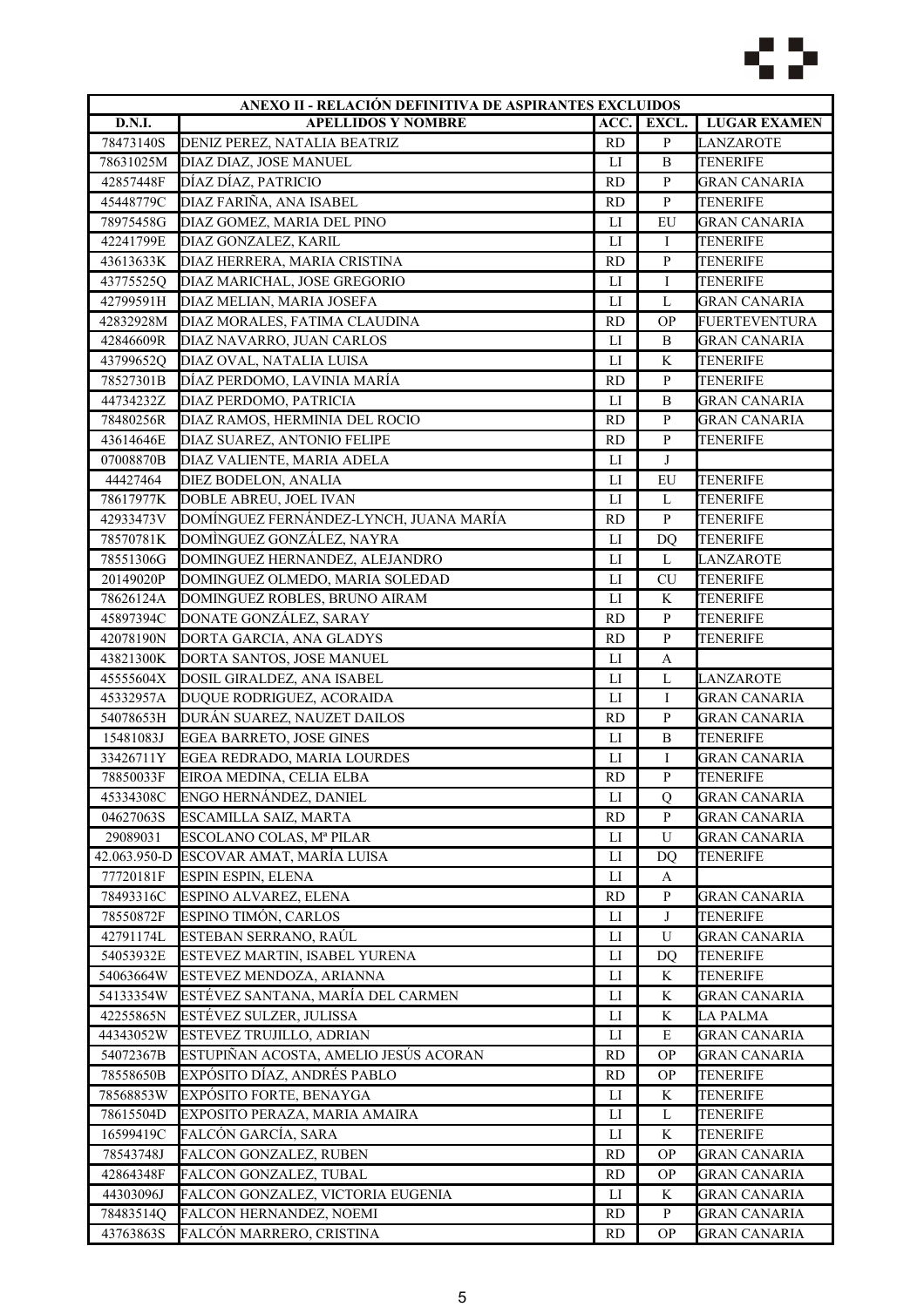| ANEXO II - RELACIÓN DEFINITIVA DE ASPIRANTES EXCLUIDOS | | | | |
|---|---|---|---|---|
| **D.N.I.** | **APELLIDOS Y NOMBRE** | **ACC.** | **EXCL.** | **LUGAR EXAMEN** |
| 78473140S | DENIZ PEREZ, NATALIA BEATRIZ | RD | P | LANZAROTE |
| 78631025M | DIAZ DIAZ, JOSE MANUEL | LI | B | TENERIFE |
| 42857448F | DÍAZ DÍAZ, PATRICIO | RD | P | GRAN CANARIA |
| 45448779C | DIAZ FARIÑA, ANA ISABEL | RD | P | TENERIFE |
| 78975458G | DIAZ GOMEZ, MARIA DEL PINO | LI | EU | GRAN CANARIA |
| 42241799E | DIAZ GONZALEZ, KARIL | LI | I | TENERIFE |
| 43613633K | DIAZ HERRERA, MARIA CRISTINA | RD | P | TENERIFE |
| 43775525Q | DIAZ MARICHAL, JOSE GREGORIO | LI | I | TENERIFE |
| 42799591H | DIAZ MELIAN, MARIA JOSEFA | LI | L | GRAN CANARIA |
| 42832928M | DIAZ MORALES, FATIMA CLAUDINA | RD | OP | FUERTEVENTURA |
| 42846609R | DIAZ NAVARRO, JUAN CARLOS | LI | B | GRAN CANARIA |
| 43799652Q | DIAZ OVAL, NATALIA LUISA | LI | K | TENERIFE |
| 78527301B | DÍAZ PERDOMO, LAVINIA MARÍA | RD | P | TENERIFE |
| 44734232Z | DIAZ PERDOMO, PATRICIA | LI | B | GRAN CANARIA |
| 78480256R | DIAZ RAMOS, HERMINIA DEL ROCIO | RD | P | GRAN CANARIA |
| 43614646E | DIAZ SUAREZ, ANTONIO FELIPE | RD | P | TENERIFE |
| 07008870B | DIAZ VALIENTE, MARIA ADELA | LI | J | |
| 44427464 | DIEZ BODELON, ANALIA | LI | EU | TENERIFE |
| 78617977K | DOBLE ABREU, JOEL IVAN | LI | L | TENERIFE |
| 42933473V | DOMÍNGUEZ FERNÁNDEZ-LYNCH, JUANA MARÍA | RD | P | TENERIFE |
| 78570781K | DOMÌNGUEZ GONZÁLEZ, NAYRA | LI | DQ | TENERIFE |
| 78551306G | DOMINGUEZ HERNANDEZ, ALEJANDRO | LI | L | LANZAROTE |
| 20149020P | DOMINGUEZ OLMEDO, MARIA SOLEDAD | LI | CU | TENERIFE |
| 78626124A | DOMINGUEZ ROBLES, BRUNO AIRAM | LI | K | TENERIFE |
| 45897394C | DONATE GONZÁLEZ, SARAY | RD | P | TENERIFE |
| 42078190N | DORTA GARCIA, ANA GLADYS | RD | P | TENERIFE |
| 43821300K | DORTA SANTOS, JOSE MANUEL | LI | A | |
| 45555604X | DOSIL GIRALDEZ, ANA ISABEL | LI | L | LANZAROTE |
| 45332957A | DUQUE RODRIGUEZ, ACORAIDA | LI | I | GRAN CANARIA |
| 54078653H | DURÁN SUAREZ, NAUZET DAILOS | RD | P | GRAN CANARIA |
| 15481083J | EGEA BARRETO, JOSE GINES | LI | B | TENERIFE |
| 33426711Y | EGEA REDRADO, MARIA LOURDES | LI | I | GRAN CANARIA |
| 78850033F | EIROA MEDINA, CELIA ELBA | RD | P | TENERIFE |
| 45334308C | ENGO HERNÁNDEZ, DANIEL | LI | Q | GRAN CANARIA |
| 04627063S | ESCAMILLA SAIZ, MARTA | RD | P | GRAN CANARIA |
| 29089031 | ESCOLANO COLAS, Mª PILAR | LI | U | GRAN CANARIA |
| 42.063.950-D | ESCOVAR AMAT, MARÍA LUISA | LI | DQ | TENERIFE |
| 77720181F | ESPIN ESPIN, ELENA | LI | A | |
| 78493316C | ESPINO ALVAREZ, ELENA | RD | P | GRAN CANARIA |
| 78550872F | ESPINO TIMÓN, CARLOS | LI | J | TENERIFE |
| 42791174L | ESTEBAN SERRANO, RAÚL | LI | U | GRAN CANARIA |
| 54053932E | ESTEVEZ MARTIN, ISABEL YURENA | LI | DQ | TENERIFE |
| 54063664W | ESTEVEZ MENDOZA, ARIANNA | LI | K | TENERIFE |
| 54133354W | ESTÉVEZ SANTANA, MARÍA DEL CARMEN | LI | K | GRAN CANARIA |
| 42255865N | ESTÉVEZ SULZER, JULISSA | LI | K | LA PALMA |
| 44343052W | ESTEVEZ TRUJILLO, ADRIAN | LI | E | GRAN CANARIA |
| 54072367B | ESTUPIÑAN ACOSTA, AMELIO JESÚS ACORAN | RD | OP | GRAN CANARIA |
| 78558650B | EXPÓSITO DÍAZ, ANDRÉS PABLO | RD | OP | TENERIFE |
| 78568853W | EXPÓSITO FORTE, BENAYGA | LI | K | TENERIFE |
| 78615504D | EXPOSITO PERAZA, MARIA AMAIRA | LI | L | TENERIFE |
| 16599419C | FALCÓN GARCÍA, SARA | LI | K | TENERIFE |
| 78543748J | FALCON GONZALEZ, RUBEN | RD | OP | GRAN CANARIA |
| 42864348F | FALCON GONZALEZ, TUBAL | RD | OP | GRAN CANARIA |
| 44303096J | FALCON GONZALEZ, VICTORIA EUGENIA | LI | K | GRAN CANARIA |
| 78483514Q | FALCON HERNANDEZ, NOEMI | RD | P | GRAN CANARIA |
| 43763863S | FALCÓN MARRERO, CRISTINA | RD | OP | GRAN CANARIA |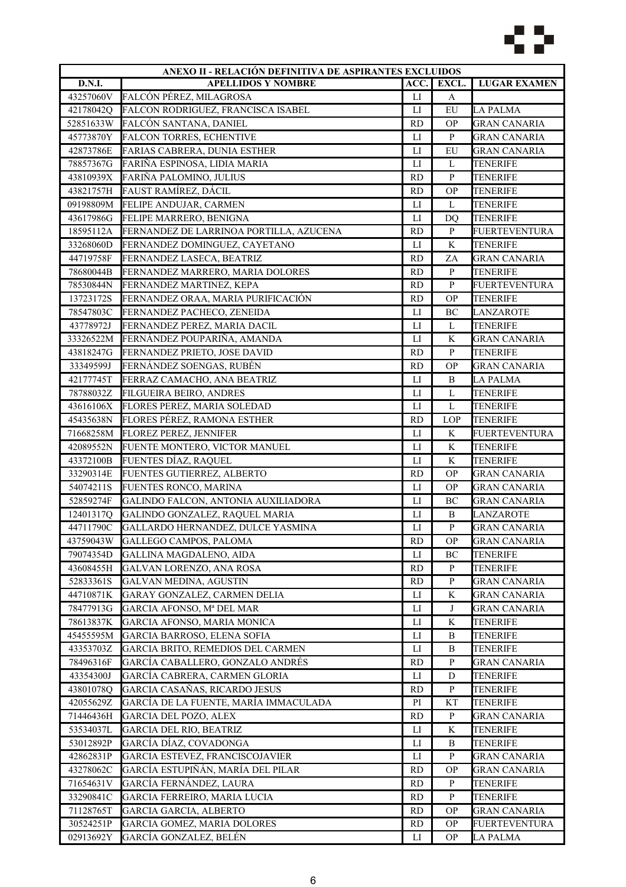| ANEXO II - RELACIÓN DEFINITIVA DE ASPIRANTES EXCLUIDOS | | | | |
|---|---|---|---|---|
| **D.N.I.** | **APELLIDOS Y NOMBRE** | **ACC.** | **EXCL.** | **LUGAR EXAMEN** |
| 43257060V | FALCÓN PÉREZ, MILAGROSA | LI | A | |
| 42178042Q | FALCON RODRIGUEZ, FRANCISCA ISABEL | LI | EU | LA PALMA |
| 52851633W | FALCÓN SANTANA, DANIEL | RD | OP | GRAN CANARIA |
| 45773870Y | FALCON TORRES, ECHENTIVE | LI | P | GRAN CANARIA |
| 42873786E | FARIAS CABRERA, DUNIA ESTHER | LI | EU | GRAN CANARIA |
| 78857367G | FARIÑA ESPINOSA, LIDIA MARIA | LI | L | TENERIFE |
| 43810939X | FARIÑA PALOMINO, JULIUS | RD | P | TENERIFE |
| 43821757H | FAUST RAMÍREZ, DÁCIL | RD | OP | TENERIFE |
| 09198809M | FELIPE ANDUJAR, CARMEN | LI | L | TENERIFE |
| 43617986G | FELIPE MARRERO, BENIGNA | LI | DQ | TENERIFE |
| 18595112A | FERNANDEZ DE LARRINOA PORTILLA, AZUCENA | RD | P | FUERTEVENTURA |
| 33268060D | FERNANDEZ DOMINGUEZ, CAYETANO | LI | K | TENERIFE |
| 44719758F | FERNANDEZ LASECA, BEATRIZ | RD | ZA | GRAN CANARIA |
| 78680044B | FERNANDEZ MARRERO, MARIA DOLORES | RD | P | TENERIFE |
| 78530844N | FERNANDEZ MARTINEZ, KEPA | RD | P | FUERTEVENTURA |
| 13723172S | FERNANDEZ ORAA, MARIA PURIFICACIÓN | RD | OP | TENERIFE |
| 78547803C | FERNANDEZ PACHECO, ZENEIDA | LI | BC | LANZAROTE |
| 43778972J | FERNANDEZ PEREZ, MARIA DACIL | LI | L | TENERIFE |
| 33326522M | FERNÁNDEZ POUPARIÑA, AMANDA | LI | K | GRAN CANARIA |
| 43818247G | FERNANDEZ PRIETO, JOSE DAVID | RD | P | TENERIFE |
| 33349599J | FERNÁNDEZ SOENGAS, RUBÉN | RD | OP | GRAN CANARIA |
| 42177745T | FERRAZ CAMACHO, ANA BEATRIZ | LI | B | LA PALMA |
| 78788032Z | FILGUEIRA BEIRO, ANDRES | LI | L | TENERIFE |
| 43616106X | FLORES PEREZ, MARIA SOLEDAD | LI | L | TENERIFE |
| 45435638N | FLORES PÉREZ, RAMONA ESTHER | RD | LOP | TENERIFE |
| 71668258M | FLOREZ PEREZ, JENNIFER | LI | K | FUERTEVENTURA |
| 42089552N | FUENTE MONTERO, VICTOR MANUEL | LI | K | TENERIFE |
| 43372100B | FUENTES DÍAZ, RAQUEL | LI | K | TENERIFE |
| 33290314E | FUENTES GUTIERREZ, ALBERTO | RD | OP | GRAN CANARIA |
| 54074211S | FUENTES RONCO, MARINA | LI | OP | GRAN CANARIA |
| 52859274F | GALINDO FALCON, ANTONIA AUXILIADORA | LI | BC | GRAN CANARIA |
| 12401317Q | GALINDO GONZALEZ, RAQUEL MARIA | LI | B | LANZAROTE |
| 44711790C | GALLARDO HERNANDEZ, DULCE YASMINA | LI | P | GRAN CANARIA |
| 43759043W | GALLEGO CAMPOS, PALOMA | RD | OP | GRAN CANARIA |
| 79074354D | GALLINA MAGDALENO, AIDA | LI | BC | TENERIFE |
| 43608455H | GALVAN LORENZO, ANA ROSA | RD | P | TENERIFE |
| 52833361S | GALVAN MEDINA, AGUSTIN | RD | P | GRAN CANARIA |
| 44710871K | GARAY GONZALEZ, CARMEN DELIA | LI | K | GRAN CANARIA |
| 78477913G | GARCIA AFONSO, Mª DEL MAR | LI | J | GRAN CANARIA |
| 78613837K | GARCIA AFONSO, MARIA MONICA | LI | K | TENERIFE |
| 45455595M | GARCIA BARROSO, ELENA SOFIA | LI | B | TENERIFE |
| 43353703Z | GARCIA BRITO, REMEDIOS DEL CARMEN | LI | B | TENERIFE |
| 78496316F | GARCÍA CABALLERO, GONZALO ANDRÉS | RD | P | GRAN CANARIA |
| 43354300J | GARCÍA CABRERA, CARMEN GLORIA | LI | D | TENERIFE |
| 43801078Q | GARCIA CASAÑAS, RICARDO JESUS | RD | P | TENERIFE |
| 42055629Z | GARCÍA DE LA FUENTE, MARÍA IMMACULADA | PI | KT | TENERIFE |
| 71446436H | GARCIA DEL POZO, ALEX | RD | P | GRAN CANARIA |
| 53534037L | GARCIA DEL RIO, BEATRIZ | LI | K | TENERIFE |
| 53012892P | GARCÍA DÍAZ, COVADONGA | LI | B | TENERIFE |
| 42862831P | GARCIA ESTEVEZ, FRANCISCOJAVIER | LI | P | GRAN CANARIA |
| 43278062C | GARCÍA ESTUPIÑÁN, MARÍA DEL PILAR | RD | OP | GRAN CANARIA |
| 71654631V | GARCÍA FERNÁNDEZ, LAURA | RD | P | TENERIFE |
| 33290841C | GARCIA FERREIRO, MARIA LUCIA | RD | P | TENERIFE |
| 71128765T | GARCIA GARCIA, ALBERTO | RD | OP | GRAN CANARIA |
| 30524251P | GARCIA GOMEZ, MARIA DOLORES | RD | OP | FUERTEVENTURA |
| 02913692Y | GARCÍA GONZALEZ, BELÉN | LI | OP | LA PALMA |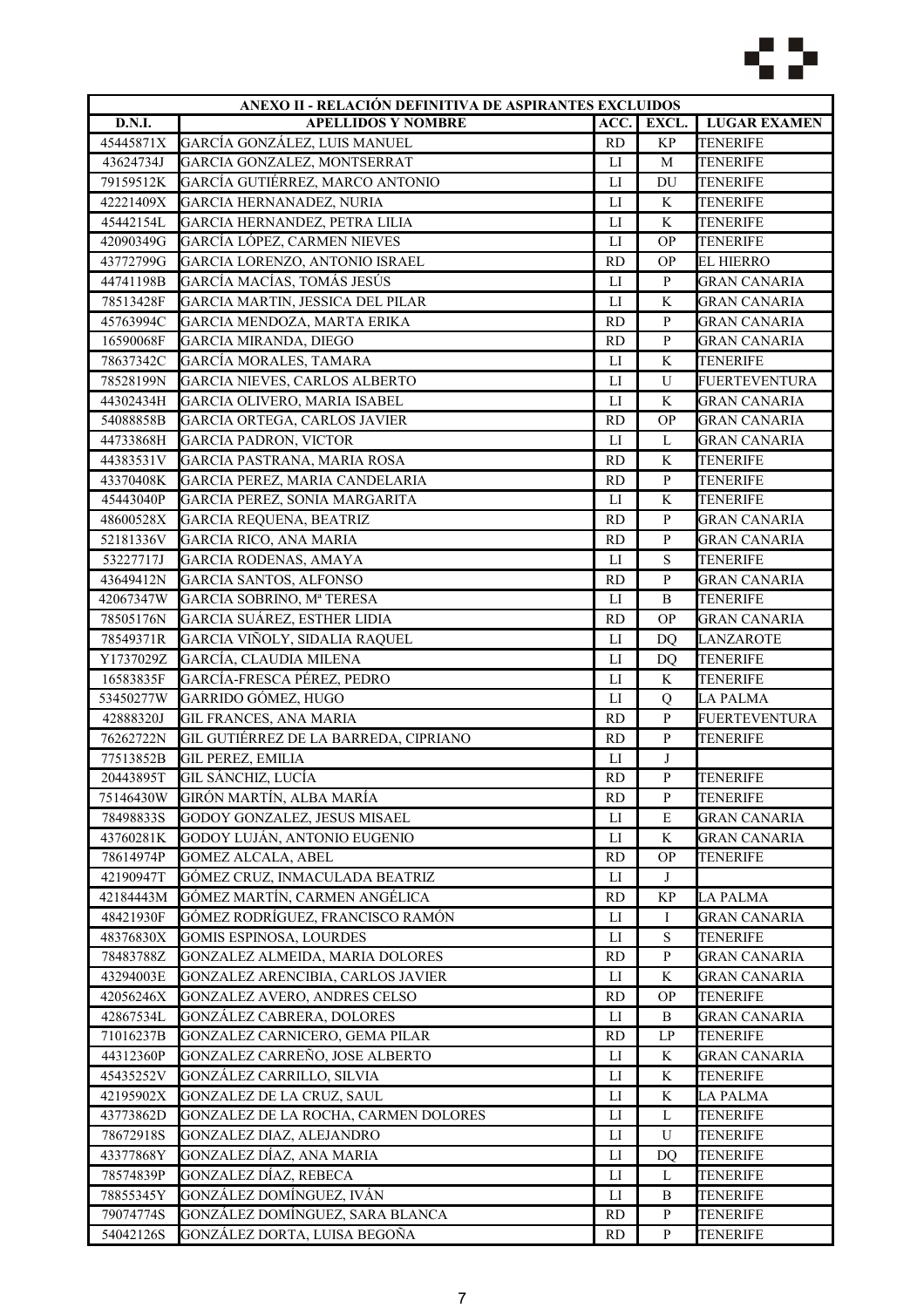| ANEXO II - RELACIÓN DEFINITIVA DE ASPIRANTES EXCLUIDOS | | | | |
|---|---|---|---|---|
| **D.N.I.** | **APELLIDOS Y NOMBRE** | **ACC.** | **EXCL.** | **LUGAR EXAMEN** |
| 45445871X | GARCÍA GONZÁLEZ, LUIS MANUEL | RD | KP | TENERIFE |
| 43624734J | GARCIA GONZALEZ, MONTSERRAT | LI | M | TENERIFE |
| 79159512K | GARCÍA GUTIÉRREZ, MARCO ANTONIO | LI | DU | TENERIFE |
| 42221409X | GARCIA HERNANADEZ, NURIA | LI | K | TENERIFE |
| 45442154L | GARCIA HERNANDEZ, PETRA LILIA | LI | K | TENERIFE |
| 42090349G | GARCÍA LÓPEZ, CARMEN NIEVES | LI | OP | TENERIFE |
| 43772799G | GARCIA LORENZO, ANTONIO ISRAEL | RD | OP | EL HIERRO |
| 44741198B | GARCÍA MACÍAS, TOMÁS JESÚS | LI | P | GRAN CANARIA |
| 78513428F | GARCIA MARTIN, JESSICA DEL PILAR | LI | K | GRAN CANARIA |
| 45763994C | GARCIA MENDOZA, MARTA ERIKA | RD | P | GRAN CANARIA |
| 16590068F | GARCIA MIRANDA, DIEGO | RD | P | GRAN CANARIA |
| 78637342C | GARCÍA MORALES, TAMARA | LI | K | TENERIFE |
| 78528199N | GARCIA NIEVES, CARLOS ALBERTO | LI | U | FUERTEVENTURA |
| 44302434H | GARCIA OLIVERO, MARIA ISABEL | LI | K | GRAN CANARIA |
| 54088858B | GARCIA ORTEGA, CARLOS JAVIER | RD | OP | GRAN CANARIA |
| 44733868H | GARCIA PADRON, VICTOR | LI | L | GRAN CANARIA |
| 44383531V | GARCIA PASTRANA, MARIA ROSA | RD | K | TENERIFE |
| 43370408K | GARCIA PEREZ, MARIA CANDELARIA | RD | P | TENERIFE |
| 45443040P | GARCIA PEREZ, SONIA MARGARITA | LI | K | TENERIFE |
| 48600528X | GARCIA REQUENA, BEATRIZ | RD | P | GRAN CANARIA |
| 52181336V | GARCIA RICO, ANA MARIA | RD | P | GRAN CANARIA |
| 53227717J | GARCIA RODENAS, AMAYA | LI | S | TENERIFE |
| 43649412N | GARCIA SANTOS, ALFONSO | RD | P | GRAN CANARIA |
| 42067347W | GARCIA SOBRINO, Mª TERESA | LI | B | TENERIFE |
| 78505176N | GARCIA SUÁREZ, ESTHER LIDIA | RD | OP | GRAN CANARIA |
| 78549371R | GARCIA VIÑOLY, SIDALIA RAQUEL | LI | DQ | LANZAROTE |
| Y1737029Z | GARCÍA, CLAUDIA MILENA | LI | DQ | TENERIFE |
| 16583835F | GARCÍA-FRESCA PÉREZ, PEDRO | LI | K | TENERIFE |
| 53450277W | GARRIDO GÓMEZ, HUGO | LI | Q | LA PALMA |
| 42888320J | GIL FRANCES, ANA MARIA | RD | P | FUERTEVENTURA |
| 76262722N | GIL GUTIÉRREZ DE LA BARREDA, CIPRIANO | RD | P | TENERIFE |
| 77513852B | GIL PEREZ, EMILIA | LI | J | |
| 20443895T | GIL SÁNCHIZ, LUCÍA | RD | P | TENERIFE |
| 75146430W | GIRÓN MARTÍN, ALBA MARÍA | RD | P | TENERIFE |
| 78498833S | GODOY GONZALEZ, JESUS MISAEL | LI | E | GRAN CANARIA |
| 43760281K | GODOY LUJÁN, ANTONIO EUGENIO | LI | K | GRAN CANARIA |
| 78614974P | GOMEZ ALCALA, ABEL | RD | OP | TENERIFE |
| 42190947T | GÓMEZ CRUZ, INMACULADA BEATRIZ | LI | J | |
| 42184443M | GÓMEZ MARTÍN, CARMEN ANGÉLICA | RD | KP | LA PALMA |
| 48421930F | GÓMEZ RODRÍGUEZ, FRANCISCO RAMÓN | LI | I | GRAN CANARIA |
| 48376830X | GOMIS ESPINOSA, LOURDES | LI | S | TENERIFE |
| 78483788Z | GONZALEZ ALMEIDA, MARIA DOLORES | RD | P | GRAN CANARIA |
| 43294003E | GONZALEZ ARENCIBIA, CARLOS JAVIER | LI | K | GRAN CANARIA |
| 42056246X | GONZALEZ AVERO, ANDRES CELSO | RD | OP | TENERIFE |
| 42867534L | GONZÁLEZ CABRERA, DOLORES | LI | B | GRAN CANARIA |
| 71016237B | GONZALEZ CARNICERO, GEMA PILAR | RD | LP | TENERIFE |
| 44312360P | GONZALEZ CARREÑO, JOSE ALBERTO | LI | K | GRAN CANARIA |
| 45435252V | GONZÁLEZ CARRILLO, SILVIA | LI | K | TENERIFE |
| 42195902X | GONZALEZ DE LA CRUZ, SAUL | LI | K | LA PALMA |
| 43773862D | GONZALEZ DE LA ROCHA, CARMEN DOLORES | LI | L | TENERIFE |
| 78672918S | GONZALEZ DIAZ, ALEJANDRO | LI | U | TENERIFE |
| 43377868Y | GONZALEZ DÍAZ, ANA MARIA | LI | DQ | TENERIFE |
| 78574839P | GONZALEZ DÍAZ, REBECA | LI | L | TENERIFE |
| 78855345Y | GONZÁLEZ DOMÍNGUEZ, IVÁN | LI | B | TENERIFE |
| 79074774S | GONZÁLEZ DOMÍNGUEZ, SARA BLANCA | RD | P | TENERIFE |
| 54042126S | GONZÁLEZ DORTA, LUISA BEGOÑA | RD | P | TENERIFE |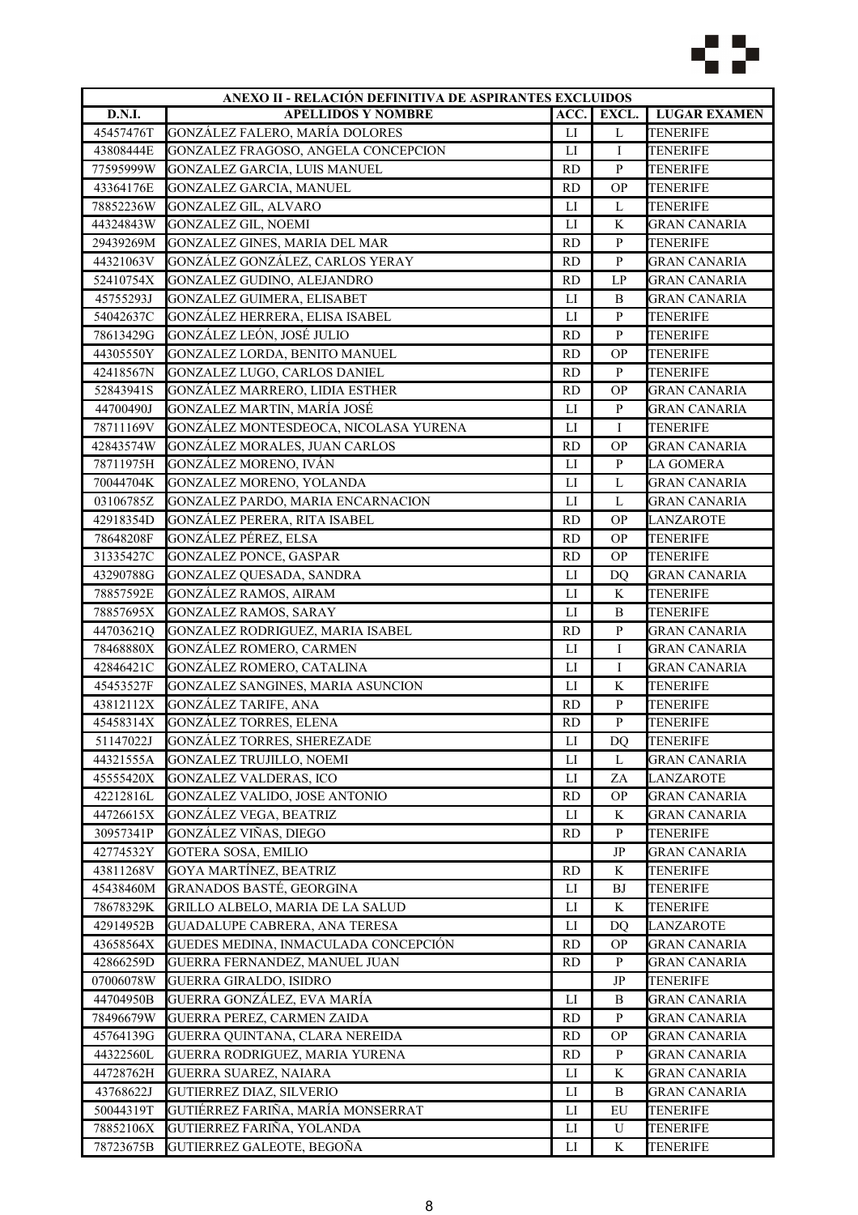| ANEXO II - RELACIÓN DEFINITIVA DE ASPIRANTES EXCLUIDOS | | | | |
|---|---|---|---|---|
| **D.N.I.** | **APELLIDOS Y NOMBRE** | **ACC.** | **EXCL.** | **LUGAR EXAMEN** |
| 45457476T | GONZÁLEZ FALERO, MARÍA DOLORES | LI | L | TENERIFE |
| 43808444E | GONZALEZ FRAGOSO, ANGELA CONCEPCION | LI | I | TENERIFE |
| 77595999W | GONZALEZ GARCIA, LUIS MANUEL | RD | P | TENERIFE |
| 43364176E | GONZALEZ GARCIA, MANUEL | RD | OP | TENERIFE |
| 78852236W | GONZALEZ GIL, ALVARO | LI | L | TENERIFE |
| 44324843W | GONZALEZ GIL, NOEMI | LI | K | GRAN CANARIA |
| 29439269M | GONZALEZ GINES, MARIA DEL MAR | RD | P | TENERIFE |
| 44321063V | GONZÁLEZ GONZÁLEZ, CARLOS YERAY | RD | P | GRAN CANARIA |
| 52410754X | GONZALEZ GUDINO, ALEJANDRO | RD | LP | GRAN CANARIA |
| 45755293J | GONZALEZ GUIMERA, ELISABET | LI | B | GRAN CANARIA |
| 54042637C | GONZÁLEZ HERRERA, ELISA ISABEL | LI | P | TENERIFE |
| 78613429G | GONZÁLEZ LEÓN, JOSÉ JULIO | RD | P | TENERIFE |
| 44305550Y | GONZALEZ LORDA, BENITO MANUEL | RD | OP | TENERIFE |
| 42418567N | GONZALEZ LUGO, CARLOS DANIEL | RD | P | TENERIFE |
| 52843941S | GONZÁLEZ MARRERO, LIDIA ESTHER | RD | OP | GRAN CANARIA |
| 44700490J | GONZALEZ MARTIN, MARÍA JOSÉ | LI | P | GRAN CANARIA |
| 78711169V | GONZÁLEZ MONTESDEOCA, NICOLASA YURENA | LI | I | TENERIFE |
| 42843574W | GONZÁLEZ MORALES, JUAN CARLOS | RD | OP | GRAN CANARIA |
| 78711975H | GONZÁLEZ MORENO, IVÁN | LI | P | LA GOMERA |
| 70044704K | GONZALEZ MORENO, YOLANDA | LI | L | GRAN CANARIA |
| 03106785Z | GONZALEZ PARDO, MARIA ENCARNACION | LI | L | GRAN CANARIA |
| 42918354D | GONZÁLEZ PERERA, RITA ISABEL | RD | OP | LANZAROTE |
| 78648208F | GONZÁLEZ PÉREZ, ELSA | RD | OP | TENERIFE |
| 31335427C | GONZALEZ PONCE, GASPAR | RD | OP | TENERIFE |
| 43290788G | GONZALEZ QUESADA, SANDRA | LI | DQ | GRAN CANARIA |
| 78857592E | GONZÁLEZ RAMOS, AIRAM | LI | K | TENERIFE |
| 78857695X | GONZALEZ RAMOS, SARAY | LI | B | TENERIFE |
| 44703621Q | GONZALEZ RODRIGUEZ, MARIA ISABEL | RD | P | GRAN CANARIA |
| 78468880X | GONZÁLEZ ROMERO, CARMEN | LI | I | GRAN CANARIA |
| 42846421C | GONZÁLEZ ROMERO, CATALINA | LI | I | GRAN CANARIA |
| 45453527F | GONZALEZ SANGINES, MARIA ASUNCION | LI | K | TENERIFE |
| 43812112X | GONZÁLEZ TARIFE, ANA | RD | P | TENERIFE |
| 45458314X | GONZÁLEZ TORRES, ELENA | RD | P | TENERIFE |
| 51147022J | GONZÁLEZ TORRES, SHEREZADE | LI | DQ | TENERIFE |
| 44321555A | GONZALEZ TRUJILLO, NOEMI | LI | L | GRAN CANARIA |
| 45555420X | GONZALEZ VALDERAS, ICO | LI | ZA | LANZAROTE |
| 42212816L | GONZALEZ VALIDO, JOSE ANTONIO | RD | OP | GRAN CANARIA |
| 44726615X | GONZÁLEZ VEGA, BEATRIZ | LI | K | GRAN CANARIA |
| 30957341P | GONZÁLEZ VIÑAS, DIEGO | RD | P | TENERIFE |
| 42774532Y | GOTERA SOSA, EMILIO | | JP | GRAN CANARIA |
| 43811268V | GOYA MARTÍNEZ, BEATRIZ | RD | K | TENERIFE |
| 45438460M | GRANADOS BASTÉ, GEORGINA | LI | BJ | TENERIFE |
| 78678329K | GRILLO ALBELO, MARIA DE LA SALUD | LI | K | TENERIFE |
| 42914952B | GUADALUPE CABRERA, ANA TERESA | LI | DQ | LANZAROTE |
| 43658564X | GUEDES MEDINA, INMACULADA CONCEPCIÓN | RD | OP | GRAN CANARIA |
| 42866259D | GUERRA FERNANDEZ, MANUEL JUAN | RD | P | GRAN CANARIA |
| 07006078W | GUERRA GIRALDO, ISIDRO | | JP | TENERIFE |
| 44704950B | GUERRA GONZÁLEZ, EVA MARÍA | LI | B | GRAN CANARIA |
| 78496679W | GUERRA PEREZ, CARMEN ZAIDA | RD | P | GRAN CANARIA |
| 45764139G | GUERRA QUINTANA, CLARA NEREIDA | RD | OP | GRAN CANARIA |
| 44322560L | GUERRA RODRIGUEZ, MARIA YURENA | RD | P | GRAN CANARIA |
| 44728762H | GUERRA SUAREZ, NAIARA | LI | K | GRAN CANARIA |
| 43768622J | GUTIERREZ DIAZ, SILVERIO | LI | B | GRAN CANARIA |
| 50044319T | GUTIÉRREZ FARIÑA, MARÍA MONSERRAT | LI | EU | TENERIFE |
| 78852106X | GUTIERREZ FARIÑA, YOLANDA | LI | U | TENERIFE |
| 78723675B | GUTIERREZ GALEOTE, BEGOÑA | LI | K | TENERIFE |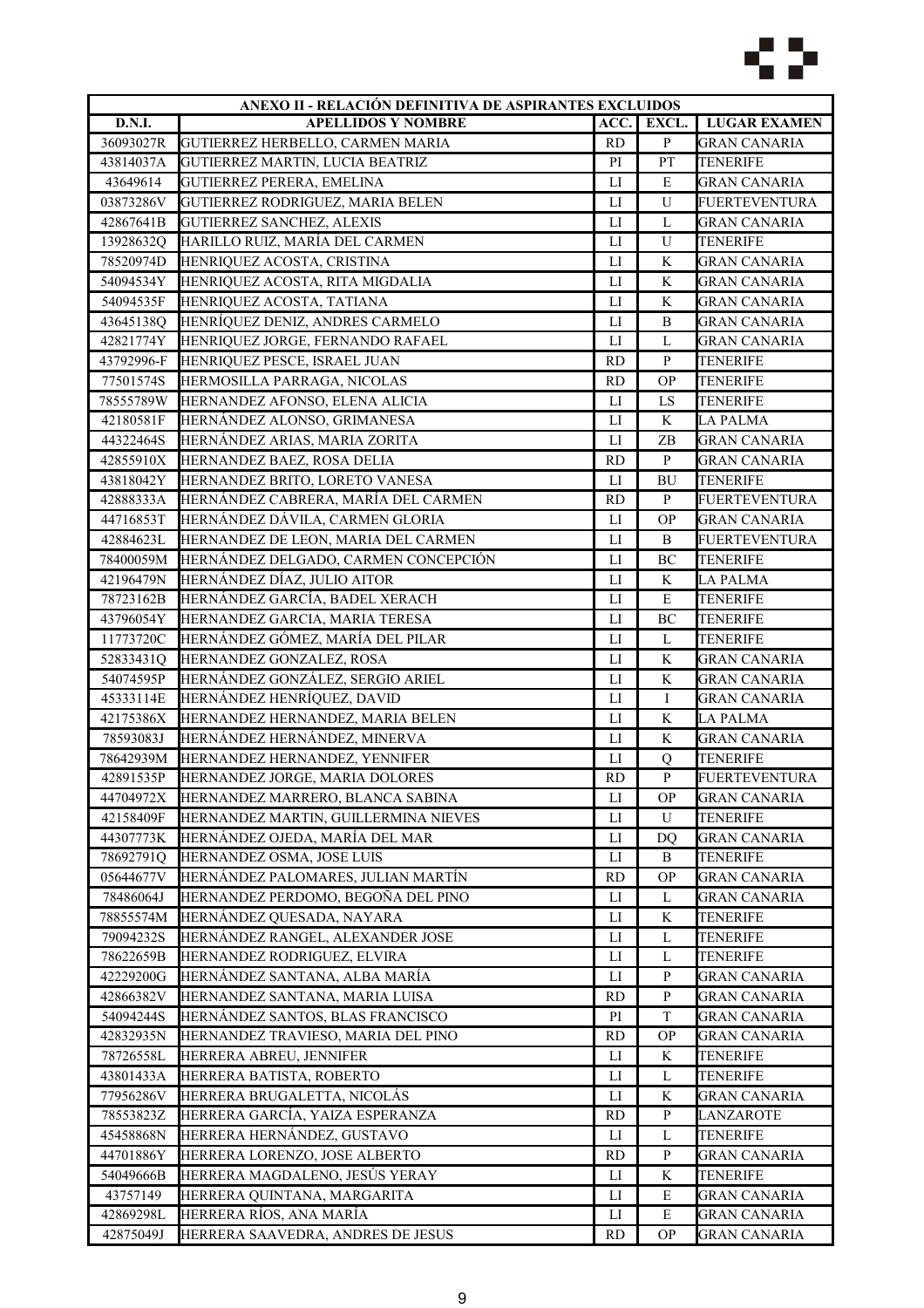| ANEXO II - RELACIÓN DEFINITIVA DE ASPIRANTES EXCLUIDOS | | | | |
|---|---|---|---|---|
| **D.N.I.** | **APELLIDOS Y NOMBRE** | **ACC.** | **EXCL.** | **LUGAR EXAMEN** |
| 36093027R | GUTIERREZ HERBELLO, CARMEN MARIA | RD | P | GRAN CANARIA |
| 43814037A | GUTIERREZ MARTIN, LUCIA BEATRIZ | PI | PT | TENERIFE |
| 43649614 | GUTIERREZ PERERA, EMELINA | LI | E | GRAN CANARIA |
| 03873286V | GUTIERREZ RODRIGUEZ, MARIA BELEN | LI | U | FUERTEVENTURA |
| 42867641B | GUTIERREZ SANCHEZ, ALEXIS | LI | L | GRAN CANARIA |
| 13928632Q | HARILLO RUIZ, MARÍA DEL CARMEN | LI | U | TENERIFE |
| 78520974D | HENRIQUEZ ACOSTA, CRISTINA | LI | K | GRAN CANARIA |
| 54094534Y | HENRIQUEZ ACOSTA, RITA MIGDALIA | LI | K | GRAN CANARIA |
| 54094535F | HENRIQUEZ ACOSTA, TATIANA | LI | K | GRAN CANARIA |
| 43645138Q | HENRÍQUEZ DENIZ, ANDRES CARMELO | LI | B | GRAN CANARIA |
| 42821774Y | HENRIQUEZ JORGE, FERNANDO RAFAEL | LI | L | GRAN CANARIA |
| 43792996-F | HENRIQUEZ PESCE, ISRAEL JUAN | RD | P | TENERIFE |
| 77501574S | HERMOSILLA PARRAGA, NICOLAS | RD | OP | TENERIFE |
| 78555789W | HERNANDEZ AFONSO, ELENA ALICIA | LI | LS | TENERIFE |
| 42180581F | HERNÁNDEZ ALONSO, GRIMANESA | LI | K | LA PALMA |
| 44322464S | HERNÁNDEZ ARIAS, MARIA ZORITA | LI | ZB | GRAN CANARIA |
| 42855910X | HERNANDEZ BAEZ, ROSA DELIA | RD | P | GRAN CANARIA |
| 43818042Y | HERNANDEZ BRITO, LORETO VANESA | LI | BU | TENERIFE |
| 42888333A | HERNÁNDEZ CABRERA, MARÍA DEL CARMEN | RD | P | FUERTEVENTURA |
| 44716853T | HERNÁNDEZ DÁVILA, CARMEN GLORIA | LI | OP | GRAN CANARIA |
| 42884623L | HERNANDEZ DE LEON, MARIA DEL CARMEN | LI | B | FUERTEVENTURA |
| 78400059M | HERNÁNDEZ DELGADO, CARMEN CONCEPCIÓN | LI | BC | TENERIFE |
| 42196479N | HERNÁNDEZ DÍAZ, JULIO AITOR | LI | K | LA PALMA |
| 78723162B | HERNÁNDEZ GARCÍA, BADEL XERACH | LI | E | TENERIFE |
| 43796054Y | HERNANDEZ GARCIA, MARIA TERESA | LI | BC | TENERIFE |
| 11773720C | HERNÁNDEZ GÓMEZ, MARÍA DEL PILAR | LI | L | TENERIFE |
| 52833431Q | HERNANDEZ GONZALEZ, ROSA | LI | K | GRAN CANARIA |
| 54074595P | HERNÁNDEZ GONZÁLEZ, SERGIO ARIEL | LI | K | GRAN CANARIA |
| 45333114E | HERNÁNDEZ HENRÍQUEZ, DAVID | LI | I | GRAN CANARIA |
| 42175386X | HERNANDEZ HERNANDEZ, MARIA BELEN | LI | K | LA PALMA |
| 78593083J | HERNÁNDEZ HERNÁNDEZ, MINERVA | LI | K | GRAN CANARIA |
| 78642939M | HERNÁNDEZ HERNANDEZ, YENNIFER | LI | Q | TENERIFE |
| 42891535P | HERNANDEZ JORGE, MARIA DOLORES | RD | P | FUERTEVENTURA |
| 44704972X | HERNANDEZ MARRERO, BLANCA SABINA | LI | OP | GRAN CANARIA |
| 42158409F | HERNANDEZ MARTIN, GUILLERMINA NIEVES | LI | U | TENERIFE |
| 44307773K | HERNÁNDEZ OJEDA, MARÍA DEL MAR | LI | DQ | GRAN CANARIA |
| 78692791Q | HERNANDEZ OSMA, JOSE LUIS | LI | B | TENERIFE |
| 05644677V | HERNÁNDEZ PALOMARES, JULIAN MARTÍN | RD | OP | GRAN CANARIA |
| 78486064J | HERNANDEZ PERDOMO, BEGOÑA DEL PINO | LI | L | GRAN CANARIA |
| 78855574M | HERNÁNDEZ QUESADA, NAYARA | LI | K | TENERIFE |
| 79094232S | HERNÁNDEZ RANGEL, ALEXANDER JOSE | LI | L | TENERIFE |
| 78622659B | HERNANDEZ RODRIGUEZ, ELVIRA | LI | L | TENERIFE |
| 42229200G | HERNÁNDEZ SANTANA, ALBA MARÍA | LI | P | GRAN CANARIA |
| 42866382V | HERNANDEZ SANTANA, MARIA LUISA | RD | P | GRAN CANARIA |
| 54094244S | HERNÁNDEZ SANTOS, BLAS FRANCISCO | PI | T | GRAN CANARIA |
| 42832935N | HERNANDEZ TRAVIESO, MARIA DEL PINO | RD | OP | GRAN CANARIA |
| 78726558L | HERRERA ABREU, JENNIFER | LI | K | TENERIFE |
| 43801433A | HERRERA BATISTA, ROBERTO | LI | L | TENERIFE |
| 77956286V | HERRERA BRUGALETTA, NICOLÁS | LI | K | GRAN CANARIA |
| 78553823Z | HERRERA GARCÍA, YAIZA ESPERANZA | RD | P | LANZAROTE |
| 45458868N | HERRERA HERNÁNDEZ, GUSTAVO | LI | L | TENERIFE |
| 44701886Y | HERRERA LORENZO, JOSE ALBERTO | RD | P | GRAN CANARIA |
| 54049666B | HERRERA MAGDALENO, JESÚS YERAY | LI | K | TENERIFE |
| 43757149 | HERRERA QUINTANA, MARGARITA | LI | E | GRAN CANARIA |
| 42869298L | HERRERA RÍOS, ANA MARÍA | LI | E | GRAN CANARIA |
| 42875049J | HERRERA SAAVEDRA, ANDRES DE JESUS | RD | OP | GRAN CANARIA |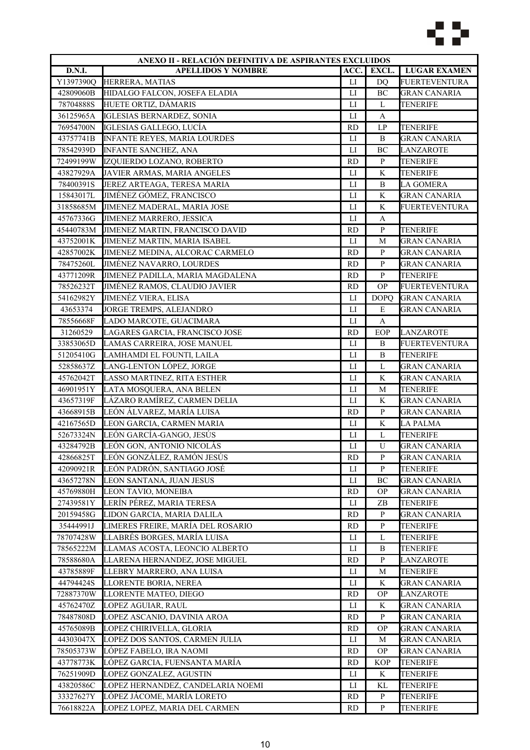| ANEXO II - RELACIÓN DEFINITIVA DE ASPIRANTES EXCLUIDOS | | | | |
|---|---|---|---|---|
| **D.N.I.** | **APELLIDOS Y NOMBRE** | **ACC.** | **EXCL.** | **LUGAR EXAMEN** |
| Y1397390Q | HERRERA, MATIAS | LI | DQ | FUERTEVENTURA |
| 42809060B | HIDALGO FALCON, JOSEFA ELADIA | LI | BC | GRAN CANARIA |
| 78704888S | HUETE ORTIZ, DÁMARIS | LI | L | TENERIFE |
| 36125965A | IGLESIAS BERNARDEZ, SONIA | LI | A | |
| 76954700N | IGLESIAS GALLEGO, LUCÍA | RD | LP | TENERIFE |
| 43757741B | INFANTE REYES, MARIA LOURDES | LI | B | GRAN CANARIA |
| 78542939D | INFANTE SANCHEZ, ANA | LI | BC | LANZAROTE |
| 72499199W | IZQUIERDO LOZANO, ROBERTO | RD | P | TENERIFE |
| 43827929A | JAVIER ARMAS, MARIA ANGELES | LI | K | TENERIFE |
| 78400391S | JEREZ ARTEAGA, TERESA MARIA | LI | B | LA GOMERA |
| 15843017L | JIMÉNEZ GÓMEZ, FRANCISCO | LI | K | GRAN CANARIA |
| 31858685M | JIMENEZ MADERAL, MARIA JOSE | LI | K | FUERTEVENTURA |
| 45767336G | JIMENEZ MARRERO, JESSICA | LI | A | |
| 45440783M | JIMENEZ MARTIN, FRANCISCO DAVID | RD | P | TENERIFE |
| 43752001K | JIMENEZ MARTIN, MARIA ISABEL | LI | M | GRAN CANARIA |
| 42857002K | JIMENEZ MEDINA, ALCORAC CARMELO | RD | P | GRAN CANARIA |
| 78475260L | JIMÉNEZ NAVARRO, LOURDES | RD | P | GRAN CANARIA |
| 43771209R | JIMENEZ PADILLA, MARIA MAGDALENA | RD | P | TENERIFE |
| 78526232T | JIMÉNEZ RAMOS, CLAUDIO JAVIER | RD | OP | FUERTEVENTURA |
| 54162982Y | JIMENÉZ VIERA, ELISA | LI | DOPQ | GRAN CANARIA |
| 43653374 | JORGE TREMPS, ALEJANDRO | LI | E | GRAN CANARIA |
| 78556668F | LADO MARCOTE, GUACIMARA | LI | A | |
| 31260529 | LAGARES GARCIA, FRANCISCO JOSE | RD | EOP | LANZAROTE |
| 33853065D | LAMAS CARREIRA, JOSE MANUEL | LI | B | FUERTEVENTURA |
| 51205410G | LAMHAMDI EL FOUNTI, LAILA | LI | B | TENERIFE |
| 52858637Z | LANG-LENTON LÓPEZ, JORGE | LI | L | GRAN CANARIA |
| 45762042T | LASSO MARTINEZ, RITA ESTHER | LI | K | GRAN CANARIA |
| 46901951Y | LATA MOSQUERA, ANA BELEN | LI | M | TENERIFE |
| 43657319F | LÁZARO RAMÍREZ, CARMEN DELIA | LI | K | GRAN CANARIA |
| 43668915B | LEÓN ÁLVAREZ, MARÍA LUISA | RD | P | GRAN CANARIA |
| 42167565D | LEON GARCIA, CARMEN MARIA | LI | K | LA PALMA |
| 52673324N | LEÓN GARCÍA-GANGO, JESÚS | LI | L | TENERIFE |
| 43284792B | LEÓN GON, ANTONIO NICOLÁS | LI | U | GRAN CANARIA |
| 42866825T | LEÓN GONZÁLEZ, RAMÓN JESÚS | RD | P | GRAN CANARIA |
| 42090921R | LEÓN PADRÓN, SANTIAGO JOSÉ | LI | P | TENERIFE |
| 43657278N | LEON SANTANA, JUAN JESUS | LI | BC | GRAN CANARIA |
| 45769880H | LEON TAVIO, MONEIBA | RD | OP | GRAN CANARIA |
| 27439581Y | LERÍN PÉREZ, MARIA TERESA | LI | ZB | TENERIFE |
| 20159458G | LIDON GARCIA, MARIA DALILA | RD | P | GRAN CANARIA |
| 35444991J | LIMERES FREIRE, MARÍA DEL ROSARIO | RD | P | TENERIFE |
| 78707428W | LLABRÉS BORGES, MARÍA LUISA | LI | L | TENERIFE |
| 78565222M | LLAMAS ACOSTA, LEONCIO ALBERTO | LI | B | TENERIFE |
| 78588680A | LLARENA HERNANDEZ, JOSE MIGUEL | RD | P | LANZAROTE |
| 43785889F | LLEBRY MARRERO, ANA LUISA | LI | M | TENERIFE |
| 44794424S | LLORENTE BORIA, NEREA | LI | K | GRAN CANARIA |
| 72887370W | LLORENTE MATEO, DIEGO | RD | OP | LANZAROTE |
| 45762470Z | LOPEZ AGUIAR, RAUL | LI | K | GRAN CANARIA |
| 78487808D | LOPEZ ASCANIO, DAVINIA AROA | RD | P | GRAN CANARIA |
| 45765089B | LOPEZ CHIRIVELLA, GLORIA | RD | OP | GRAN CANARIA |
| 44303047X | LOPEZ DOS SANTOS, CARMEN JULIA | LI | M | GRAN CANARIA |
| 78505373W | LÓPEZ FABELO, IRA NAOMI | RD | OP | GRAN CANARIA |
| 43778773K | LÓPEZ GARCIA, FUENSANTA MARÍA | RD | KOP | TENERIFE |
| 76251909D | LOPEZ GONZALEZ, AGUSTIN | LI | K | TENERIFE |
| 43820586C | LOPEZ HERNANDEZ, CANDELARIA NOEMI | LI | KL | TENERIFE |
| 33327627Y | LÓPEZ JÁCOME, MARÍA LORETO | RD | P | TENERIFE |
| 76618822A | LOPEZ LOPEZ, MARIA DEL CARMEN | RD | P | TENERIFE |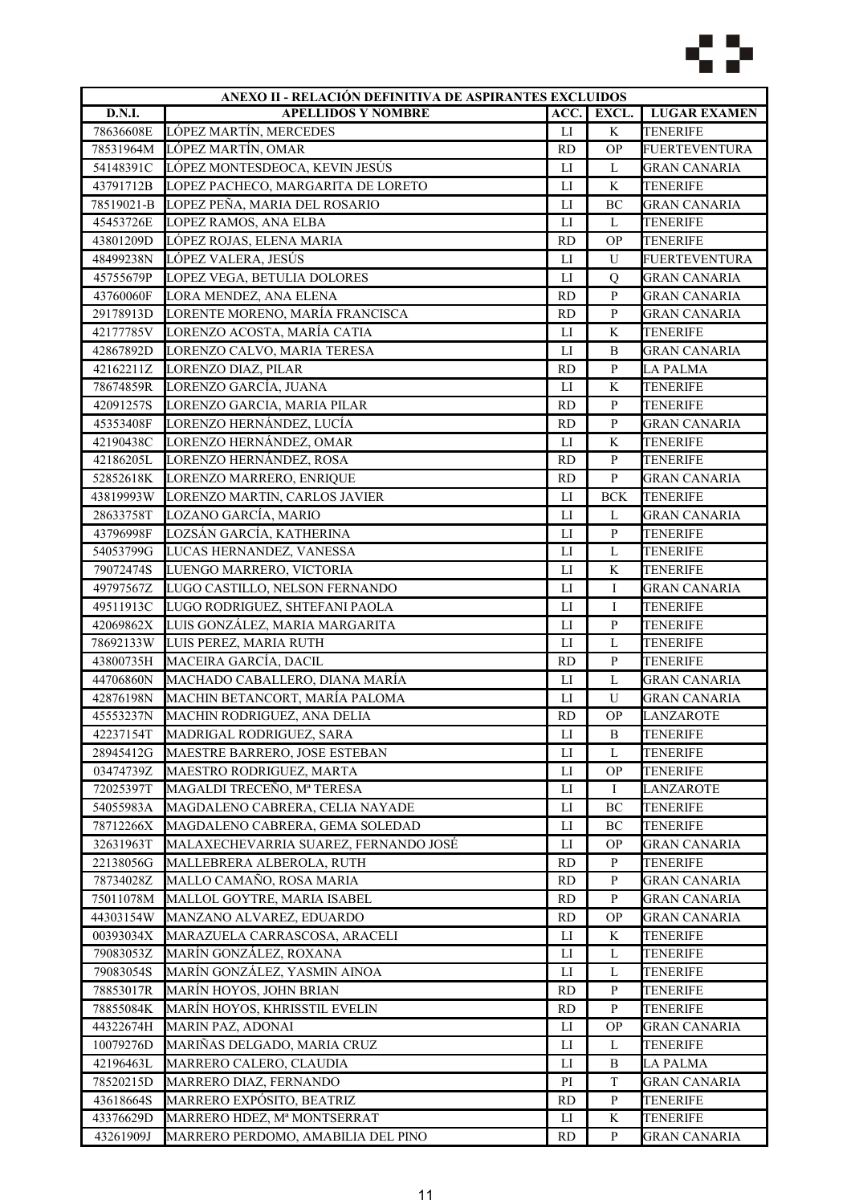| ANEXO II - RELACIÓN DEFINITIVA DE ASPIRANTES EXCLUIDOS | | | | |
|---|---|---|---|---|
| D.N.I. | APELLIDOS Y NOMBRE | ACC. | EXCL. | LUGAR EXAMEN |
| 78636608E | LÓPEZ MARTÍN, MERCEDES | LI | K | TENERIFE |
| 78531964M | LÓPEZ MARTÍN, OMAR | RD | OP | FUERTEVENTURA |
| 54148391C | LÓPEZ MONTESDEOCA, KEVIN JESÚS | LI | L | GRAN CANARIA |
| 43791712B | LOPEZ PACHECO, MARGARITA DE LORETO | LI | K | TENERIFE |
| 78519021-B | LOPEZ PEÑA, MARIA DEL ROSARIO | LI | BC | GRAN CANARIA |
| 45453726E | LOPEZ RAMOS, ANA ELBA | LI | L | TENERIFE |
| 43801209D | LÓPEZ ROJAS, ELENA MARIA | RD | OP | TENERIFE |
| 48499238N | LÓPEZ VALERA, JESÚS | LI | U | FUERTEVENTURA |
| 45755679P | LOPEZ VEGA, BETULIA DOLORES | LI | Q | GRAN CANARIA |
| 43760060F | LORA MENDEZ, ANA ELENA | RD | P | GRAN CANARIA |
| 29178913D | LORENTE MORENO, MARÍA FRANCISCA | RD | P | GRAN CANARIA |
| 42177785V | LORENZO ACOSTA, MARÍA CATIA | LI | K | TENERIFE |
| 42867892D | LORENZO CALVO, MARIA TERESA | LI | B | GRAN CANARIA |
| 42162211Z | LORENZO DIAZ, PILAR | RD | P | LA PALMA |
| 78674859R | LORENZO GARCÍA, JUANA | LI | K | TENERIFE |
| 42091257S | LORENZO GARCIA, MARIA PILAR | RD | P | TENERIFE |
| 45353408F | LORENZO HERNÁNDEZ, LUCÍA | RD | P | GRAN CANARIA |
| 42190438C | LORENZO HERNÁNDEZ, OMAR | LI | K | TENERIFE |
| 42186205L | LORENZO HERNÁNDEZ, ROSA | RD | P | TENERIFE |
| 52852618K | LORENZO MARRERO, ENRIQUE | RD | P | GRAN CANARIA |
| 43819993W | LORENZO MARTIN, CARLOS JAVIER | LI | BCK | TENERIFE |
| 28633758T | LOZANO GARCÍA, MARIO | LI | L | GRAN CANARIA |
| 43796998F | LOZSÁN GARCÍA, KATHERINA | LI | P | TENERIFE |
| 54053799G | LUCAS HERNANDEZ, VANESSA | LI | L | TENERIFE |
| 79072474S | LUENGO MARRERO, VICTORIA | LI | K | TENERIFE |
| 49797567Z | LUGO CASTILLO, NELSON FERNANDO | LI | I | GRAN CANARIA |
| 49511913C | LUGO RODRIGUEZ, SHTEFANI PAOLA | LI | I | TENERIFE |
| 42069862X | LUIS GONZÁLEZ, MARIA MARGARITA | LI | P | TENERIFE |
| 78692133W | LUIS PEREZ, MARIA RUTH | LI | L | TENERIFE |
| 43800735H | MACEIRA GARCÍA, DACIL | RD | P | TENERIFE |
| 44706860N | MACHADO CABALLERO, DIANA MARÍA | LI | L | GRAN CANARIA |
| 42876198N | MACHIN BETANCORT, MARÍA PALOMA | LI | U | GRAN CANARIA |
| 45553237N | MACHIN RODRIGUEZ, ANA DELIA | RD | OP | LANZAROTE |
| 42237154T | MADRIGAL RODRIGUEZ, SARA | LI | B | TENERIFE |
| 28945412G | MAESTRE BARRERO, JOSE ESTEBAN | LI | L | TENERIFE |
| 03474739Z | MAESTRO RODRIGUEZ, MARTA | LI | OP | TENERIFE |
| 72025397T | MAGALDI TRECEÑO, Mª TERESA | LI | I | LANZAROTE |
| 54055983A | MAGDALENO CABRERA, CELIA NAYADE | LI | BC | TENERIFE |
| 78712266X | MAGDALENO CABRERA, GEMA SOLEDAD | LI | BC | TENERIFE |
| 32631963T | MALAXECHEVARRIA SUAREZ, FERNANDO JOSÉ | LI | OP | GRAN CANARIA |
| 22138056G | MALLEBRERA ALBEROLA, RUTH | RD | P | TENERIFE |
| 78734028Z | MALLO CAMAÑO, ROSA MARIA | RD | P | GRAN CANARIA |
| 75011078M | MALLOL GOYTRE, MARIA ISABEL | RD | P | GRAN CANARIA |
| 44303154W | MANZANO ALVAREZ, EDUARDO | RD | OP | GRAN CANARIA |
| 00393034X | MARAZUELA CARRASCOSA, ARACELI | LI | K | TENERIFE |
| 79083053Z | MARÍN GONZÁLEZ, ROXANA | LI | L | TENERIFE |
| 79083054S | MARÍN GONZÁLEZ, YASMIN AINOA | LI | L | TENERIFE |
| 78853017R | MARÍN HOYOS, JOHN BRIAN | RD | P | TENERIFE |
| 78855084K | MARÍN HOYOS, KHRISSTIL EVELIN | RD | P | TENERIFE |
| 44322674H | MARIN PAZ, ADONAI | LI | OP | GRAN CANARIA |
| 10079276D | MARIÑAS DELGADO, MARIA CRUZ | LI | L | TENERIFE |
| 42196463L | MARRERO CALERO, CLAUDIA | LI | B | LA PALMA |
| 78520215D | MARRERO DIAZ, FERNANDO | PI | T | GRAN CANARIA |
| 43618664S | MARRERO EXPÓSITO, BEATRIZ | RD | P | TENERIFE |
| 43376629D | MARRERO HDEZ, Mª MONTSERRAT | LI | K | TENERIFE |
| 43261909J | MARRERO PERDOMO, AMABILIA DEL PINO | RD | P | GRAN CANARIA |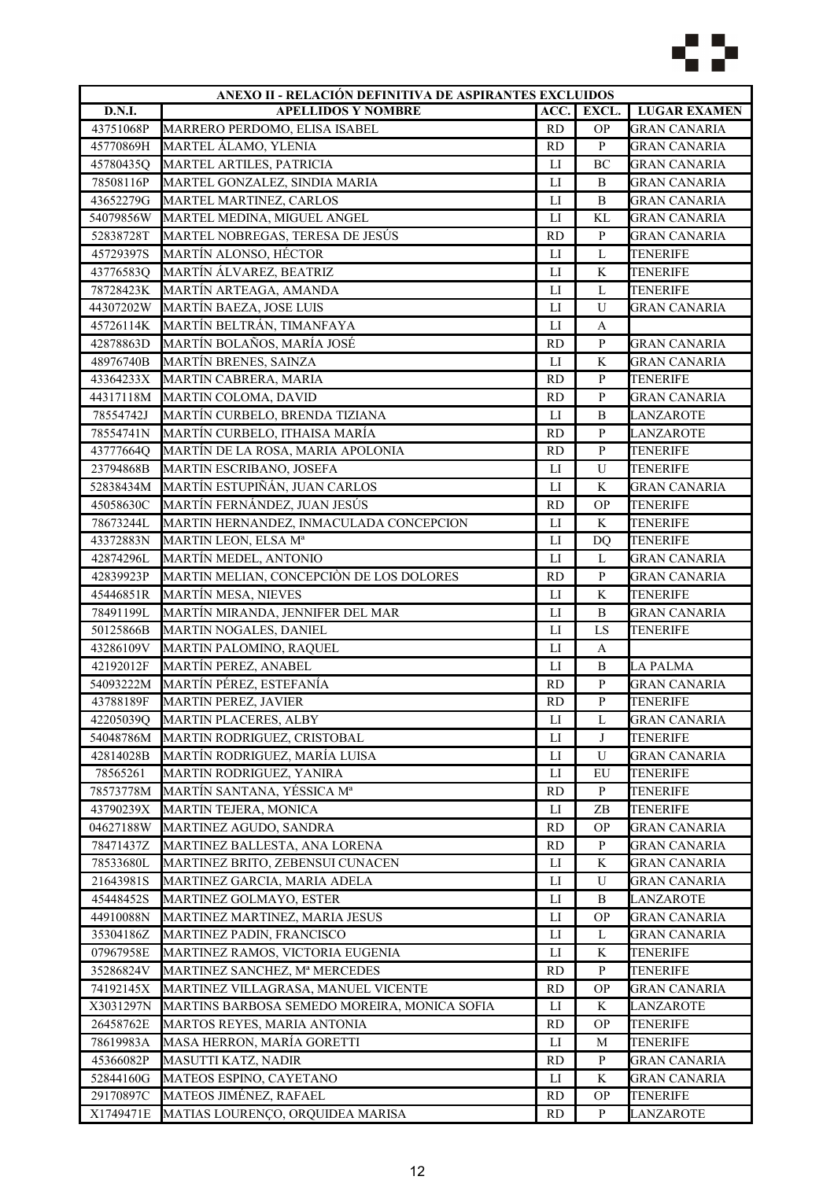| ANEXO II - RELACIÓN DEFINITIVA DE ASPIRANTES EXCLUIDOS | | | | |
|---|---|---|---|---|
| **D.N.I.** | **APELLIDOS Y NOMBRE** | **ACC.** | **EXCL.** | **LUGAR EXAMEN** |
| 43751068P | MARRERO PERDOMO, ELISA ISABEL | RD | OP | GRAN CANARIA |
| 45770869H | MARTEL ÁLAMO, YLENIA | RD | P | GRAN CANARIA |
| 45780435Q | MARTEL ARTILES, PATRICIA | LI | BC | GRAN CANARIA |
| 78508116P | MARTEL GONZALEZ, SINDIA MARIA | LI | B | GRAN CANARIA |
| 43652279G | MARTEL MARTINEZ, CARLOS | LI | B | GRAN CANARIA |
| 54079856W | MARTEL MEDINA, MIGUEL ANGEL | LI | KL | GRAN CANARIA |
| 52838728T | MARTEL NOBREGAS, TERESA DE JESÚS | RD | P | GRAN CANARIA |
| 45729397S | MARTÍN ALONSO, HÉCTOR | LI | L | TENERIFE |
| 43776583Q | MARTÍN ÁLVAREZ, BEATRIZ | LI | K | TENERIFE |
| 78728423K | MARTÍN ARTEAGA, AMANDA | LI | L | TENERIFE |
| 44307202W | MARTÍN BAEZA, JOSE LUIS | LI | U | GRAN CANARIA |
| 45726114K | MARTÍN BELTRÁN, TIMANFAYA | LI | A | |
| 42878863D | MARTÍN BOLAÑOS, MARÍA JOSÉ | RD | P | GRAN CANARIA |
| 48976740B | MARTÍN BRENES, SAINZA | LI | K | GRAN CANARIA |
| 43364233X | MARTIN CABRERA, MARIA | RD | P | TENERIFE |
| 44317118M | MARTIN COLOMA, DAVID | RD | P | GRAN CANARIA |
| 78554742J | MARTÍN CURBELO, BRENDA TIZIANA | LI | B | LANZAROTE |
| 78554741N | MARTÍN CURBELO, ITHAISA MARÍA | RD | P | LANZAROTE |
| 43777664Q | MARTÍN DE LA ROSA, MARIA APOLONIA | RD | P | TENERIFE |
| 23794868B | MARTIN ESCRIBANO, JOSEFA | LI | U | TENERIFE |
| 52838434M | MARTÍN ESTUPIÑÁN, JUAN CARLOS | LI | K | GRAN CANARIA |
| 45058630C | MARTÍN FERNÁNDEZ, JUAN JESÚS | RD | OP | TENERIFE |
| 78673244L | MARTIN HERNANDEZ, INMACULADA CONCEPCION | LI | K | TENERIFE |
| 43372883N | MARTIN LEON, ELSA Mª | LI | DQ | TENERIFE |
| 42874296L | MARTÍN MEDEL, ANTONIO | LI | L | GRAN CANARIA |
| 42839923P | MARTIN MELIAN, CONCEPCIÒN DE LOS DOLORES | RD | P | GRAN CANARIA |
| 45446851R | MARTÍN MESA, NIEVES | LI | K | TENERIFE |
| 78491199L | MARTÍN MIRANDA, JENNIFER DEL MAR | LI | B | GRAN CANARIA |
| 50125866B | MARTIN NOGALES, DANIEL | LI | LS | TENERIFE |
| 43286109V | MARTIN PALOMINO, RAQUEL | LI | A | |
| 42192012F | MARTÍN PEREZ, ANABEL | LI | B | LA PALMA |
| 54093222M | MARTÍN PÉREZ, ESTEFANÍA | RD | P | GRAN CANARIA |
| 43788189F | MARTIN PEREZ, JAVIER | RD | P | TENERIFE |
| 42205039Q | MARTIN PLACERES, ALBY | LI | L | GRAN CANARIA |
| 54048786M | MARTIN RODRIGUEZ, CRISTOBAL | LI | J | TENERIFE |
| 42814028B | MARTÍN RODRIGUEZ, MARÍA LUISA | LI | U | GRAN CANARIA |
| 78565261 | MARTIN RODRIGUEZ, YANIRA | LI | EU | TENERIFE |
| 78573778M | MARTÍN SANTANA, YÉSSICA Mª | RD | P | TENERIFE |
| 43790239X | MARTIN TEJERA, MONICA | LI | ZB | TENERIFE |
| 04627188W | MARTINEZ AGUDO, SANDRA | RD | OP | GRAN CANARIA |
| 78471437Z | MARTINEZ BALLESTA, ANA LORENA | RD | P | GRAN CANARIA |
| 78533680L | MARTINEZ BRITO, ZEBENSUI CUNACEN | LI | K | GRAN CANARIA |
| 21643981S | MARTINEZ GARCIA, MARIA ADELA | LI | U | GRAN CANARIA |
| 45448452S | MARTINEZ GOLMAYO, ESTER | LI | B | LANZAROTE |
| 44910088N | MARTINEZ MARTINEZ, MARIA JESUS | LI | OP | GRAN CANARIA |
| 35304186Z | MARTINEZ PADIN, FRANCISCO | LI | L | GRAN CANARIA |
| 07967958E | MARTINEZ RAMOS, VICTORIA EUGENIA | LI | K | TENERIFE |
| 35286824V | MARTINEZ SANCHEZ, Mª MERCEDES | RD | P | TENERIFE |
| 74192145X | MARTINEZ VILLAGRASA, MANUEL VICENTE | RD | OP | GRAN CANARIA |
| X3031297N | MARTINS BARBOSA SEMEDO MOREIRA, MONICA SOFIA | LI | K | LANZAROTE |
| 26458762E | MARTOS REYES, MARIA ANTONIA | RD | OP | TENERIFE |
| 78619983A | MASA HERRON, MARÍA GORETTI | LI | M | TENERIFE |
| 45366082P | MASUTTI KATZ, NADIR | RD | P | GRAN CANARIA |
| 52844160G | MATEOS ESPINO, CAYETANO | LI | K | GRAN CANARIA |
| 29170897C | MATEOS JIMÉNEZ, RAFAEL | RD | OP | TENERIFE |
| X1749471E | MATIAS LOURENÇO, ORQUIDEA MARISA | RD | P | LANZAROTE |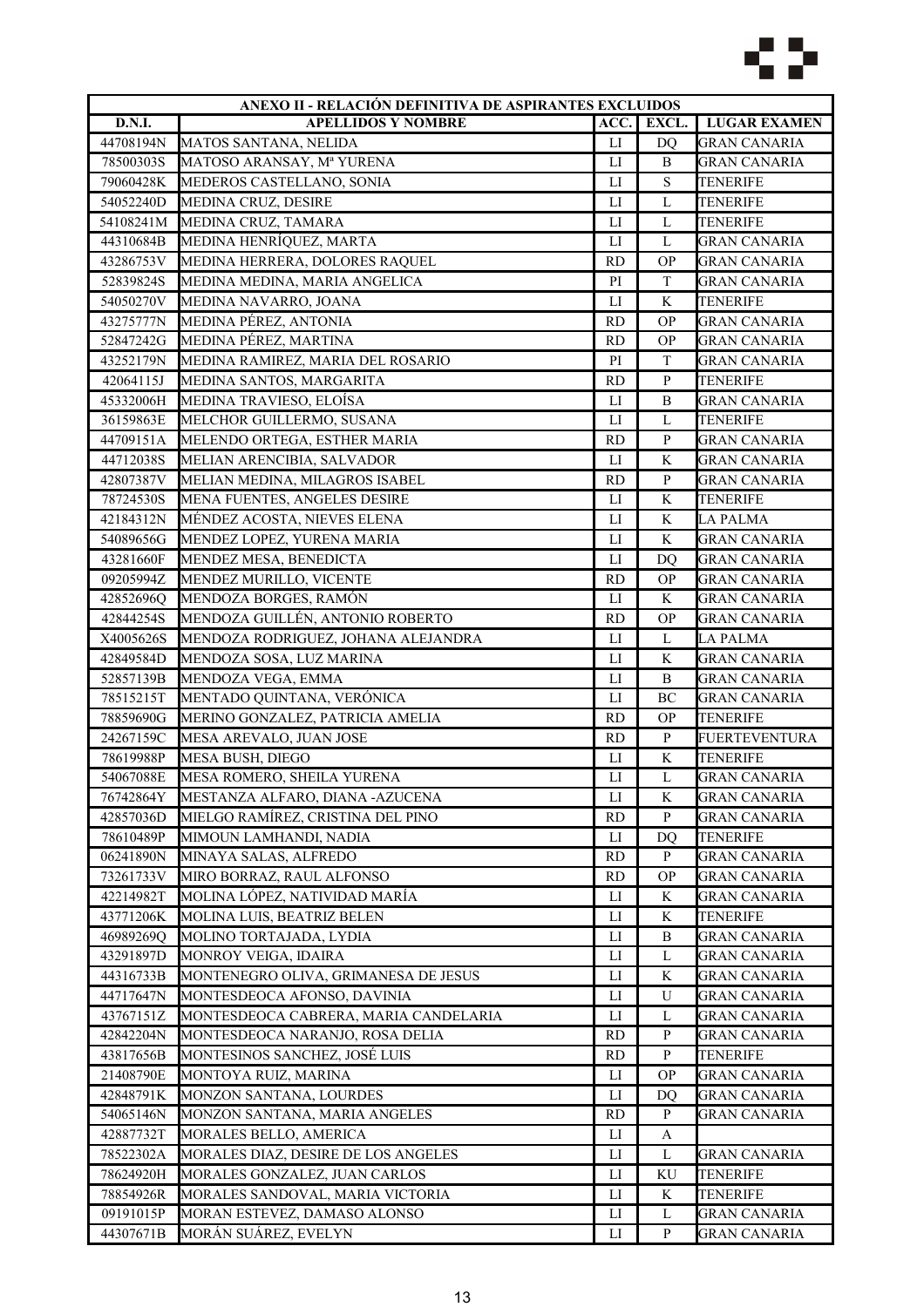| ANEXO II - RELACIÓN DEFINITIVA DE ASPIRANTES EXCLUIDOS | | | | |
|---|---|---|---|---|
| **D.N.I.** | **APELLIDOS Y NOMBRE** | **ACC.** | **EXCL.** | **LUGAR EXAMEN** |
| 44708194N | MATOS SANTANA, NELIDA | LI | DQ | GRAN CANARIA |
| 78500303S | MATOSO ARANSAY, Mª YURENA | LI | B | GRAN CANARIA |
| 79060428K | MEDEROS CASTELLANO, SONIA | LI | S | TENERIFE |
| 54052240D | MEDINA CRUZ, DESIRE | LI | L | TENERIFE |
| 54108241M | MEDINA CRUZ, TAMARA | LI | L | TENERIFE |
| 44310684B | MEDINA HENRÍQUEZ, MARTA | LI | L | GRAN CANARIA |
| 43286753V | MEDINA HERRERA, DOLORES RAQUEL | RD | OP | GRAN CANARIA |
| 52839824S | MEDINA MEDINA, MARIA ANGELICA | PI | T | GRAN CANARIA |
| 54050270V | MEDINA NAVARRO, JOANA | LI | K | TENERIFE |
| 43275777N | MEDINA PÉREZ, ANTONIA | RD | OP | GRAN CANARIA |
| 52847242G | MEDINA PÉREZ, MARTINA | RD | OP | GRAN CANARIA |
| 43252179N | MEDINA RAMIREZ, MARIA DEL ROSARIO | PI | T | GRAN CANARIA |
| 42064115J | MEDINA SANTOS, MARGARITA | RD | P | TENERIFE |
| 45332006H | MEDINA TRAVIESO, ELOÍSA | LI | B | GRAN CANARIA |
| 36159863E | MELCHOR GUILLERMO, SUSANA | LI | L | TENERIFE |
| 44709151A | MELENDO ORTEGA, ESTHER MARIA | RD | P | GRAN CANARIA |
| 44712038S | MELIAN ARENCIBIA, SALVADOR | LI | K | GRAN CANARIA |
| 42807387V | MELIAN MEDINA, MILAGROS ISABEL | RD | P | GRAN CANARIA |
| 78724530S | MENA FUENTES, ANGELES DESIRE | LI | K | TENERIFE |
| 42184312N | MÉNDEZ ACOSTA, NIEVES ELENA | LI | K | LA PALMA |
| 54089656G | MENDEZ LOPEZ, YURENA MARIA | LI | K | GRAN CANARIA |
| 43281660F | MENDEZ MESA, BENEDICTA | LI | DQ | GRAN CANARIA |
| 09205994Z | MENDEZ MURILLO, VICENTE | RD | OP | GRAN CANARIA |
| 42852696Q | MENDOZA BORGES, RAMÓN | LI | K | GRAN CANARIA |
| 42844254S | MENDOZA GUILLÉN, ANTONIO ROBERTO | RD | OP | GRAN CANARIA |
| X4005626S | MENDOZA RODRIGUEZ, JOHANA ALEJANDRA | LI | L | LA PALMA |
| 42849584D | MENDOZA SOSA, LUZ MARINA | LI | K | GRAN CANARIA |
| 52857139B | MENDOZA VEGA, EMMA | LI | B | GRAN CANARIA |
| 78515215T | MENTADO QUINTANA, VERÓNICA | LI | BC | GRAN CANARIA |
| 78859690G | MERINO GONZALEZ, PATRICIA AMELIA | RD | OP | TENERIFE |
| 24267159C | MESA AREVALO, JUAN JOSE | RD | P | FUERTEVENTURA |
| 78619988P | MESA BUSH, DIEGO | LI | K | TENERIFE |
| 54067088E | MESA ROMERO, SHEILA YURENA | LI | L | GRAN CANARIA |
| 76742864Y | MESTANZA ALFARO, DIANA -AZUCENA | LI | K | GRAN CANARIA |
| 42857036D | MIELGO RAMÍREZ, CRISTINA DEL PINO | RD | P | GRAN CANARIA |
| 78610489P | MIMOUN LAMHANDI, NADIA | LI | DQ | TENERIFE |
| 06241890N | MINAYA SALAS, ALFREDO | RD | P | GRAN CANARIA |
| 73261733V | MIRO BORRAZ, RAUL ALFONSO | RD | OP | GRAN CANARIA |
| 42214982T | MOLINA LÓPEZ, NATIVIDAD MARÍA | LI | K | GRAN CANARIA |
| 43771206K | MOLINA LUIS, BEATRIZ BELEN | LI | K | TENERIFE |
| 46989269Q | MOLINO TORTAJADA, LYDIA | LI | B | GRAN CANARIA |
| 43291897D | MONROY VEIGA, IDAIRA | LI | L | GRAN CANARIA |
| 44316733B | MONTENEGRO OLIVA, GRIMANESA DE JESUS | LI | K | GRAN CANARIA |
| 44717647N | MONTESDEOCA AFONSO, DAVINIA | LI | U | GRAN CANARIA |
| 43767151Z | MONTESDEOCA CABRERA, MARIA CANDELARIA | LI | L | GRAN CANARIA |
| 42842204N | MONTESDEOCA NARANJO, ROSA DELIA | RD | P | GRAN CANARIA |
| 43817656B | MONTESINOS SANCHEZ, JOSÉ LUIS | RD | P | TENERIFE |
| 21408790E | MONTOYA RUIZ, MARINA | LI | OP | GRAN CANARIA |
| 42848791K | MONZON SANTANA, LOURDES | LI | DQ | GRAN CANARIA |
| 54065146N | MONZON SANTANA, MARIA ANGELES | RD | P | GRAN CANARIA |
| 42887732T | MORALES BELLO, AMERICA | LI | A | |
| 78522302A | MORALES DIAZ, DESIRE DE LOS ANGELES | LI | L | GRAN CANARIA |
| 78624920H | MORALES GONZALEZ, JUAN CARLOS | LI | KU | TENERIFE |
| 78854926R | MORALES SANDOVAL, MARIA VICTORIA | LI | K | TENERIFE |
| 09191015P | MORAN ESTEVEZ, DAMASO ALONSO | LI | L | GRAN CANARIA |
| 44307671B | MORÁN SUÁREZ, EVELYN | LI | P | GRAN CANARIA |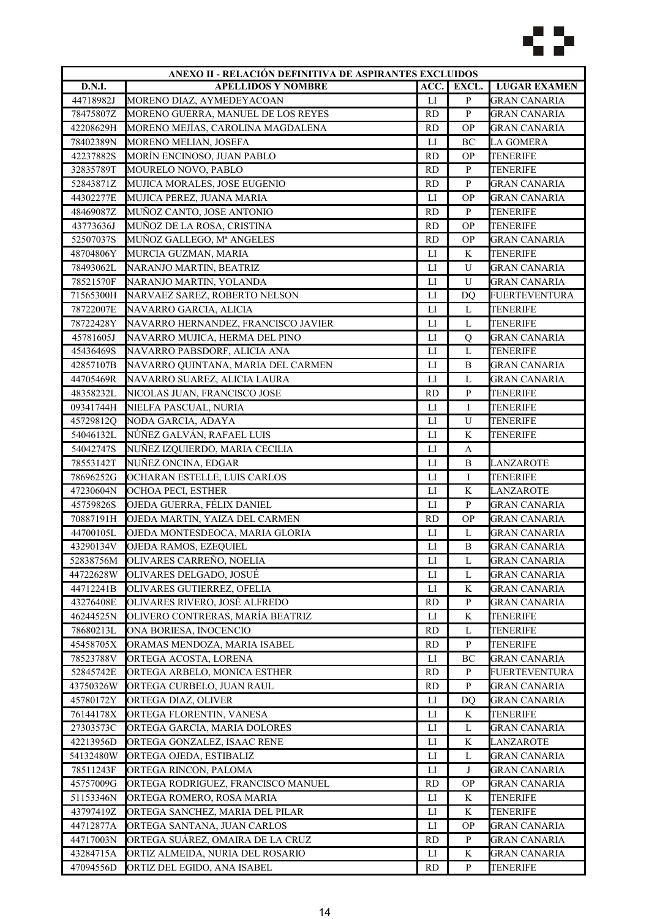| ANEXO II - RELACIÓN DEFINITIVA DE ASPIRANTES EXCLUIDOS | | | | |
|---|---|---|---|---|
| D.N.I. | APELLIDOS Y NOMBRE | ACC. | EXCL. | LUGAR EXAMEN |
| 44718982J | MORENO DIAZ, AYMEDEYACOAN | LI | P | GRAN CANARIA |
| 78475807Z | MORENO GUERRA, MANUEL DE LOS REYES | RD | P | GRAN CANARIA |
| 42208629H | MORENO MEJÍAS, CAROLINA MAGDALENA | RD | OP | GRAN CANARIA |
| 78402389N | MORENO MELIAN, JOSEFA | LI | BC | LA GOMERA |
| 42237882S | MORÍN ENCINOSO, JUAN PABLO | RD | OP | TENERIFE |
| 32835789T | MOURELO NOVO, PABLO | RD | P | TENERIFE |
| 52843871Z | MUJICA MORALES, JOSE EUGENIO | RD | P | GRAN CANARIA |
| 44302277E | MUJICA PEREZ, JUANA MARIA | LI | OP | GRAN CANARIA |
| 48469087Z | MUÑOZ CANTO, JOSE ANTONIO | RD | P | TENERIFE |
| 43773636J | MUÑOZ DE LA ROSA, CRISTINA | RD | OP | TENERIFE |
| 52507037S | MUÑOZ GALLEGO, Mª ANGELES | RD | OP | GRAN CANARIA |
| 48704806Y | MURCIA GUZMAN, MARIA | LI | K | TENERIFE |
| 78493062L | NARANJO MARTIN, BEATRIZ | LI | U | GRAN CANARIA |
| 78521570F | NARANJO MARTIN, YOLANDA | LI | U | GRAN CANARIA |
| 71565300H | NARVAEZ SAREZ, ROBERTO NELSON | LI | DQ | FUERTEVENTURA |
| 78722007E | NAVARRO GARCIA, ALICIA | LI | L | TENERIFE |
| 78722428Y | NAVARRO HERNANDEZ, FRANCISCO JAVIER | LI | L | TENERIFE |
| 45781605J | NAVARRO MUJICA, HERMA DEL PINO | LI | Q | GRAN CANARIA |
| 45436469S | NAVARRO PABSDORF, ALICIA ANA | LI | L | TENERIFE |
| 42857107B | NAVARRO QUINTANA, MARIA DEL CARMEN | LI | B | GRAN CANARIA |
| 44705469R | NAVARRO SUAREZ, ALICIA LAURA | LI | L | GRAN CANARIA |
| 48358232L | NICOLAS JUAN, FRANCISCO JOSE | RD | P | TENERIFE |
| 09341744H | NIELFA PASCUAL, NURIA | LI | I | TENERIFE |
| 45729812Q | NODA GARCIA, ADAYA | LI | U | TENERIFE |
| 54046132L | NÚÑEZ GALVÁN, RAFAEL LUIS | LI | K | TENERIFE |
| 54042747S | NUÑEZ IZQUIERDO, MARIA CECILIA | LI | A | |
| 78553142T | NUÑEZ ONCINA, EDGAR | LI | B | LANZAROTE |
| 78696252G | OCHARAN ESTELLE, LUIS CARLOS | LI | I | TENERIFE |
| 47230604N | OCHOA PECI, ESTHER | LI | K | LANZAROTE |
| 45759826S | OJEDA GUERRA, FÉLIX DANIEL | LI | P | GRAN CANARIA |
| 70887191H | OJEDA MARTIN, YAIZA DEL CARMEN | RD | OP | GRAN CANARIA |
| 44700105L | OJEDA MONTESDEOCA, MARIA GLORIA | LI | L | GRAN CANARIA |
| 43290134V | OJEDA RAMOS, EZEQUIEL | LI | B | GRAN CANARIA |
| 52838756M | OLIVARES CARREÑO, NOELIA | LI | L | GRAN CANARIA |
| 44722628W | OLIVARES DELGADO, JOSUÉ | LI | L | GRAN CANARIA |
| 44712241B | OLIVARES GUTIERREZ, OFELIA | LI | K | GRAN CANARIA |
| 43276408E | OLIVARES RIVERO, JOSÉ ALFREDO | RD | P | GRAN CANARIA |
| 46244525N | OLIVERO CONTRERAS, MARÍA BEATRIZ | LI | K | TENERIFE |
| 78680213L | ONA BORIESA, INOCENCIO | RD | L | TENERIFE |
| 45458705X | ORAMAS MENDOZA, MARIA ISABEL | RD | P | TENERIFE |
| 78523788V | ORTEGA ACOSTA, LORENA | LI | BC | GRAN CANARIA |
| 52845742E | ORTEGA ARBELO, MONICA ESTHER | RD | P | FUERTEVENTURA |
| 43750326W | ORTEGA CURBELO, JUAN RAUL | RD | P | GRAN CANARIA |
| 45780172Y | ORTEGA DIAZ, OLIVER | LI | DQ | GRAN CANARIA |
| 76144178X | ORTEGA FLORENTIN, VANESA | LI | K | TENERIFE |
| 27303573C | ORTEGA GARCIA, MARIA DOLORES | LI | L | GRAN CANARIA |
| 42213956D | ORTEGA GONZALEZ, ISAAC RENE | LI | K | LANZAROTE |
| 54132480W | ORTEGA OJEDA, ESTIBALIZ | LI | L | GRAN CANARIA |
| 78511243F | ORTEGA RINCON, PALOMA | LI | J | GRAN CANARIA |
| 45757009G | ORTEGA RODRIGUEZ, FRANCISCO MANUEL | RD | OP | GRAN CANARIA |
| 51153346N | ORTEGA ROMERO, ROSA MARIA | LI | K | TENERIFE |
| 43797419Z | ORTEGA SANCHEZ, MARIA DEL PILAR | LI | K | TENERIFE |
| 44712877A | ORTEGA SANTANA, JUAN CARLOS | LI | OP | GRAN CANARIA |
| 44717003N | ORTEGA SUÁREZ, OMAIRA DE LA CRUZ | RD | P | GRAN CANARIA |
| 43284715A | ORTIZ ALMEIDA, NURIA DEL ROSARIO | LI | K | GRAN CANARIA |
| 47094556D | ORTIZ DEL EGIDO, ANA ISABEL | RD | P | TENERIFE |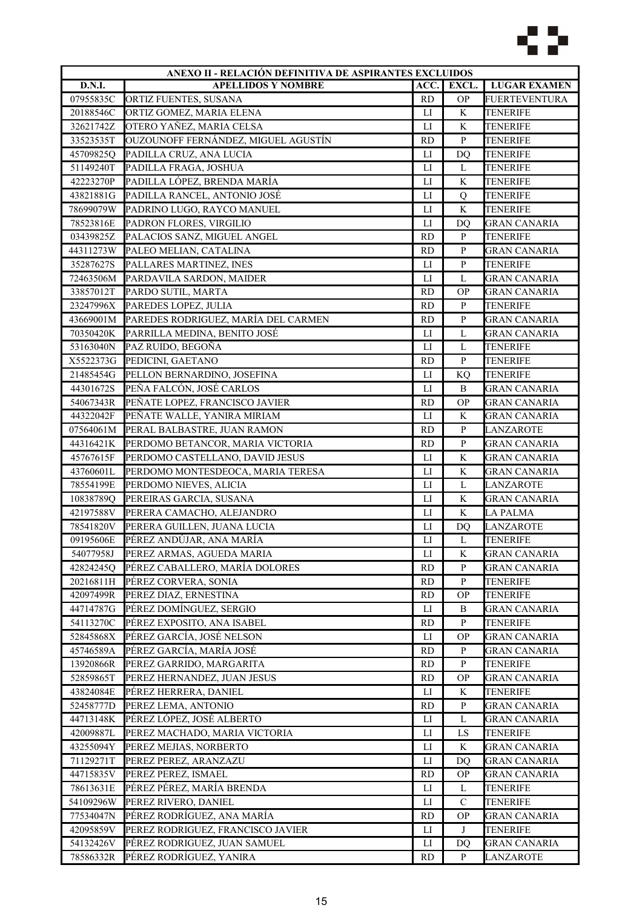| ANEXO II - RELACIÓN DEFINITIVA DE ASPIRANTES EXCLUIDOS | | | | |
|---|---|---|---|---|
| D.N.I. | APELLIDOS Y NOMBRE | ACC. | EXCL. | LUGAR EXAMEN |
| 07955835C | ORTIZ FUENTES, SUSANA | RD | OP | FUERTEVENTURA |
| 20188546C | ORTIZ GOMEZ, MARIA ELENA | LI | K | TENERIFE |
| 32621742Z | OTERO YAÑEZ, MARIA CELSA | LI | K | TENERIFE |
| 33523535T | OUZOUNOFF FERNÁNDEZ, MIGUEL AGUSTÍN | RD | P | TENERIFE |
| 45709825Q | PADILLA CRUZ, ANA LUCIA | LI | DQ | TENERIFE |
| 51149240T | PADILLA FRAGA, JOSHUA | LI | L | TENERIFE |
| 42223270P | PADILLA LÓPEZ, BRENDA MARÍA | LI | K | TENERIFE |
| 43821881G | PADILLA RANCEL, ANTONIO JOSÉ | LI | Q | TENERIFE |
| 78699079W | PADRINO LUGO, RAYCO MANUEL | LI | K | TENERIFE |
| 78523816E | PADRON FLORES, VIRGILIO | LI | DQ | GRAN CANARIA |
| 03439825Z | PALACIOS SANZ, MIGUEL ANGEL | RD | P | TENERIFE |
| 44311273W | PALEO MELIAN, CATALINA | RD | P | GRAN CANARIA |
| 35287627S | PALLARES MARTINEZ, INES | LI | P | TENERIFE |
| 72463506M | PARDAVILA SARDON, MAIDER | LI | L | GRAN CANARIA |
| 33857012T | PARDO SUTIL, MARTA | RD | OP | GRAN CANARIA |
| 23247996X | PAREDES LOPEZ, JULIA | RD | P | TENERIFE |
| 43669001M | PAREDES RODRIGUEZ, MARÍA DEL CARMEN | RD | P | GRAN CANARIA |
| 70350420K | PARRILLA MEDINA, BENITO JOSÉ | LI | L | GRAN CANARIA |
| 53163040N | PAZ RUIDO, BEGOÑA | LI | L | TENERIFE |
| X5522373G | PEDICINI, GAETANO | RD | P | TENERIFE |
| 21485454G | PELLON BERNARDINO, JOSEFINA | LI | KQ | TENERIFE |
| 44301672S | PEÑA FALCÓN, JOSÉ CARLOS | LI | B | GRAN CANARIA |
| 54067343R | PEÑATE LOPEZ, FRANCISCO JAVIER | RD | OP | GRAN CANARIA |
| 44322042F | PEÑATE WALLE, YANIRA MIRIAM | LI | K | GRAN CANARIA |
| 07564061M | PERAL BALBASTRE, JUAN RAMON | RD | P | LANZAROTE |
| 44316421K | PERDOMO BETANCOR, MARIA VICTORIA | RD | P | GRAN CANARIA |
| 45767615F | PERDOMO CASTELLANO, DAVID JESUS | LI | K | GRAN CANARIA |
| 43760601L | PERDOMO MONTESDEOCA, MARIA TERESA | LI | K | GRAN CANARIA |
| 78554199E | PERDOMO NIEVES, ALICIA | LI | L | LANZAROTE |
| 10838789Q | PEREIRAS GARCIA, SUSANA | LI | K | GRAN CANARIA |
| 42197588V | PERERA CAMACHO, ALEJANDRO | LI | K | LA PALMA |
| 78541820V | PERERA GUILLEN, JUANA LUCIA | LI | DQ | LANZAROTE |
| 09195606E | PÉREZ ANDÚJAR, ANA MARÍA | LI | L | TENERIFE |
| 54077958J | PEREZ ARMAS, AGUEDA MARIA | LI | K | GRAN CANARIA |
| 42824245Q | PÉREZ CABALLERO, MARÍA DOLORES | RD | P | GRAN CANARIA |
| 20216811H | PÉREZ CORVERA, SONIA | RD | P | TENERIFE |
| 42097499R | PEREZ DIAZ, ERNESTINA | RD | OP | TENERIFE |
| 44714787G | PÉREZ DOMÍNGUEZ, SERGIO | LI | B | GRAN CANARIA |
| 54113270C | PÉREZ EXPOSITO, ANA ISABEL | RD | P | TENERIFE |
| 52845868X | PÉREZ GARCÍA, JOSÉ NELSON | LI | OP | GRAN CANARIA |
| 45746589A | PÉREZ GARCÍA, MARÍA JOSÉ | RD | P | GRAN CANARIA |
| 13920866R | PEREZ GARRIDO, MARGARITA | RD | P | TENERIFE |
| 52859865T | PEREZ HERNANDEZ, JUAN JESUS | RD | OP | GRAN CANARIA |
| 43824084E | PÉREZ HERRERA, DANIEL | LI | K | TENERIFE |
| 52458777D | PEREZ LEMA, ANTONIO | RD | P | GRAN CANARIA |
| 44713148K | PÉREZ LÓPEZ, JOSÉ ALBERTO | LI | L | GRAN CANARIA |
| 42009887L | PEREZ MACHADO, MARIA VICTORIA | LI | LS | TENERIFE |
| 43255094Y | PEREZ MEJIAS, NORBERTO | LI | K | GRAN CANARIA |
| 71129271T | PEREZ PEREZ, ARANZAZU | LI | DQ | GRAN CANARIA |
| 44715835V | PEREZ PEREZ, ISMAEL | RD | OP | GRAN CANARIA |
| 78613631E | PÉREZ PÉREZ, MARÍA BRENDA | LI | L | TENERIFE |
| 54109296W | PEREZ RIVERO, DANIEL | LI | C | TENERIFE |
| 77534047N | PÉREZ RODRÍGUEZ, ANA MARÍA | RD | OP | GRAN CANARIA |
| 42095859V | PEREZ RODRIGUEZ, FRANCISCO JAVIER | LI | J | TENERIFE |
| 54132426V | PÉREZ RODRIGUEZ, JUAN SAMUEL | LI | DQ | GRAN CANARIA |
| 78586332R | PÉREZ RODRÍGUEZ, YANIRA | RD | P | LANZAROTE |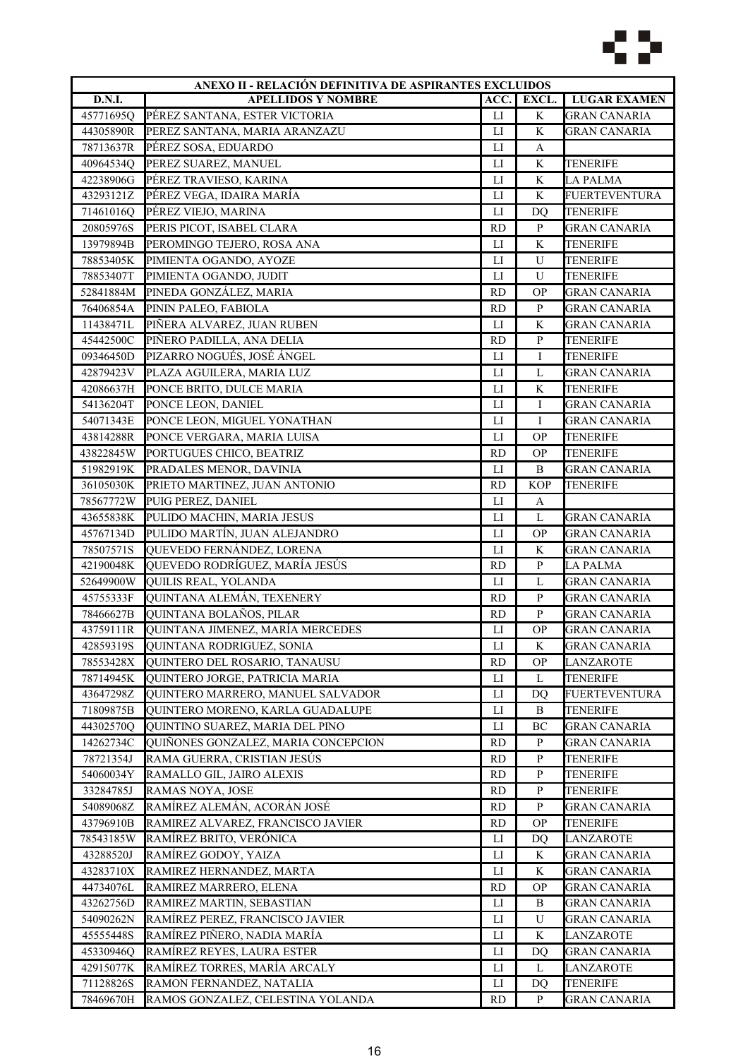| ANEXO II - RELACIÓN DEFINITIVA DE ASPIRANTES EXCLUIDOS | | | | |
|---|---|---|---|---|
| **D.N.I.** | **APELLIDOS Y NOMBRE** | **ACC.** | **EXCL.** | **LUGAR EXAMEN** |
| 45771695Q | PÉREZ SANTANA, ESTER VICTORIA | LI | K | GRAN CANARIA |
| 44305890R | PEREZ SANTANA, MARIA ARANZAZU | LI | K | GRAN CANARIA |
| 78713637R | PÉREZ SOSA, EDUARDO | LI | A | |
| 40964534Q | PEREZ SUAREZ, MANUEL | LI | K | TENERIFE |
| 42238906G | PÉREZ TRAVIESO, KARINA | LI | K | LA PALMA |
| 43293121Z | PÉREZ VEGA, IDAIRA MARÍA | LI | K | FUERTEVENTURA |
| 71461016Q | PÉREZ VIEJO, MARINA | LI | DQ | TENERIFE |
| 20805976S | PERIS PICOT, ISABEL CLARA | RD | P | GRAN CANARIA |
| 13979894B | PEROMINGO TEJERO, ROSA ANA | LI | K | TENERIFE |
| 78853405K | PIMIENTA OGANDO, AYOZE | LI | U | TENERIFE |
| 78853407T | PIMIENTA OGANDO, JUDIT | LI | U | TENERIFE |
| 52841884M | PINEDA GONZÁLEZ, MARIA | RD | OP | GRAN CANARIA |
| 76406854A | PININ PALEO, FABIOLA | RD | P | GRAN CANARIA |
| 11438471L | PIÑERA ALVAREZ, JUAN RUBEN | LI | K | GRAN CANARIA |
| 45442500C | PIÑERO PADILLA, ANA DELIA | RD | P | TENERIFE |
| 09346450D | PIZARRO NOGUÉS, JOSÉ ÁNGEL | LI | I | TENERIFE |
| 42879423V | PLAZA AGUILERA, MARIA LUZ | LI | L | GRAN CANARIA |
| 42086637H | PONCE BRITO, DULCE MARIA | LI | K | TENERIFE |
| 54136204T | PONCE LEON, DANIEL | LI | I | GRAN CANARIA |
| 54071343E | PONCE LEON, MIGUEL YONATHAN | LI | I | GRAN CANARIA |
| 43814288R | PONCE VERGARA, MARIA LUISA | LI | OP | TENERIFE |
| 43822845W | PORTUGUES CHICO, BEATRIZ | RD | OP | TENERIFE |
| 51982919K | PRADALES MENOR, DAVINIA | LI | B | GRAN CANARIA |
| 36105030K | PRIETO MARTINEZ, JUAN ANTONIO | RD | KOP | TENERIFE |
| 78567772W | PUIG PEREZ, DANIEL | LI | A | |
| 43655838K | PULIDO MACHIN, MARIA JESUS | LI | L | GRAN CANARIA |
| 45767134D | PULIDO MARTÍN, JUAN ALEJANDRO | LI | OP | GRAN CANARIA |
| 78507571S | QUEVEDO FERNÁNDEZ, LORENA | LI | K | GRAN CANARIA |
| 42190048K | QUEVEDO RODRÍGUEZ, MARÍA JESÚS | RD | P | LA PALMA |
| 52649900W | QUILIS REAL, YOLANDA | LI | L | GRAN CANARIA |
| 45755333F | QUINTANA ALEMÁN, TEXENERY | RD | P | GRAN CANARIA |
| 78466627B | QUINTANA BOLAÑOS, PILAR | RD | P | GRAN CANARIA |
| 43759111R | QUINTANA JIMENEZ, MARÍA MERCEDES | LI | OP | GRAN CANARIA |
| 42859319S | QUINTANA RODRIGUEZ, SONIA | LI | K | GRAN CANARIA |
| 78553428X | QUINTERO DEL ROSARIO, TANAUSU | RD | OP | LANZAROTE |
| 78714945K | QUINTERO JORGE, PATRICIA MARIA | LI | L | TENERIFE |
| 43647298Z | QUINTERO MARRERO, MANUEL SALVADOR | LI | DQ | FUERTEVENTURA |
| 71809875B | QUINTERO MORENO, KARLA GUADALUPE | LI | B | TENERIFE |
| 44302570Q | QUINTINO SUAREZ, MARIA DEL PINO | LI | BC | GRAN CANARIA |
| 14262734C | QUIÑONES GONZALEZ, MARIA CONCEPCION | RD | P | GRAN CANARIA |
| 78721354J | RAMA GUERRA, CRISTIAN JESÚS | RD | P | TENERIFE |
| 54060034Y | RAMALLO GIL, JAIRO ALEXIS | RD | P | TENERIFE |
| 33284785J | RAMAS NOYA, JOSE | RD | P | TENERIFE |
| 54089068Z | RAMÍREZ ALEMÁN, ACORÁN JOSÉ | RD | P | GRAN CANARIA |
| 43796910B | RAMIREZ ALVAREZ, FRANCISCO JAVIER | RD | OP | TENERIFE |
| 78543185W | RAMÍREZ BRITO, VERÓNICA | LI | DQ | LANZAROTE |
| 43288520J | RAMÍREZ GODOY, YAIZA | LI | K | GRAN CANARIA |
| 43283710X | RAMIREZ HERNANDEZ, MARTA | LI | K | GRAN CANARIA |
| 44734076L | RAMIREZ MARRERO, ELENA | RD | OP | GRAN CANARIA |
| 43262756D | RAMIREZ MARTIN, SEBASTIAN | LI | B | GRAN CANARIA |
| 54090262N | RAMÍREZ PEREZ, FRANCISCO JAVIER | LI | U | GRAN CANARIA |
| 45555448S | RAMÍREZ PIÑERO, NADIA MARÍA | LI | K | LANZAROTE |
| 45330946Q | RAMÍREZ REYES, LAURA ESTER | LI | DQ | GRAN CANARIA |
| 42915077K | RAMÍREZ TORRES, MARÍA ARCALY | LI | L | LANZAROTE |
| 71128826S | RAMON FERNANDEZ, NATALIA | LI | DQ | TENERIFE |
| 78469670H | RAMOS GONZALEZ, CELESTINA YOLANDA | RD | P | GRAN CANARIA |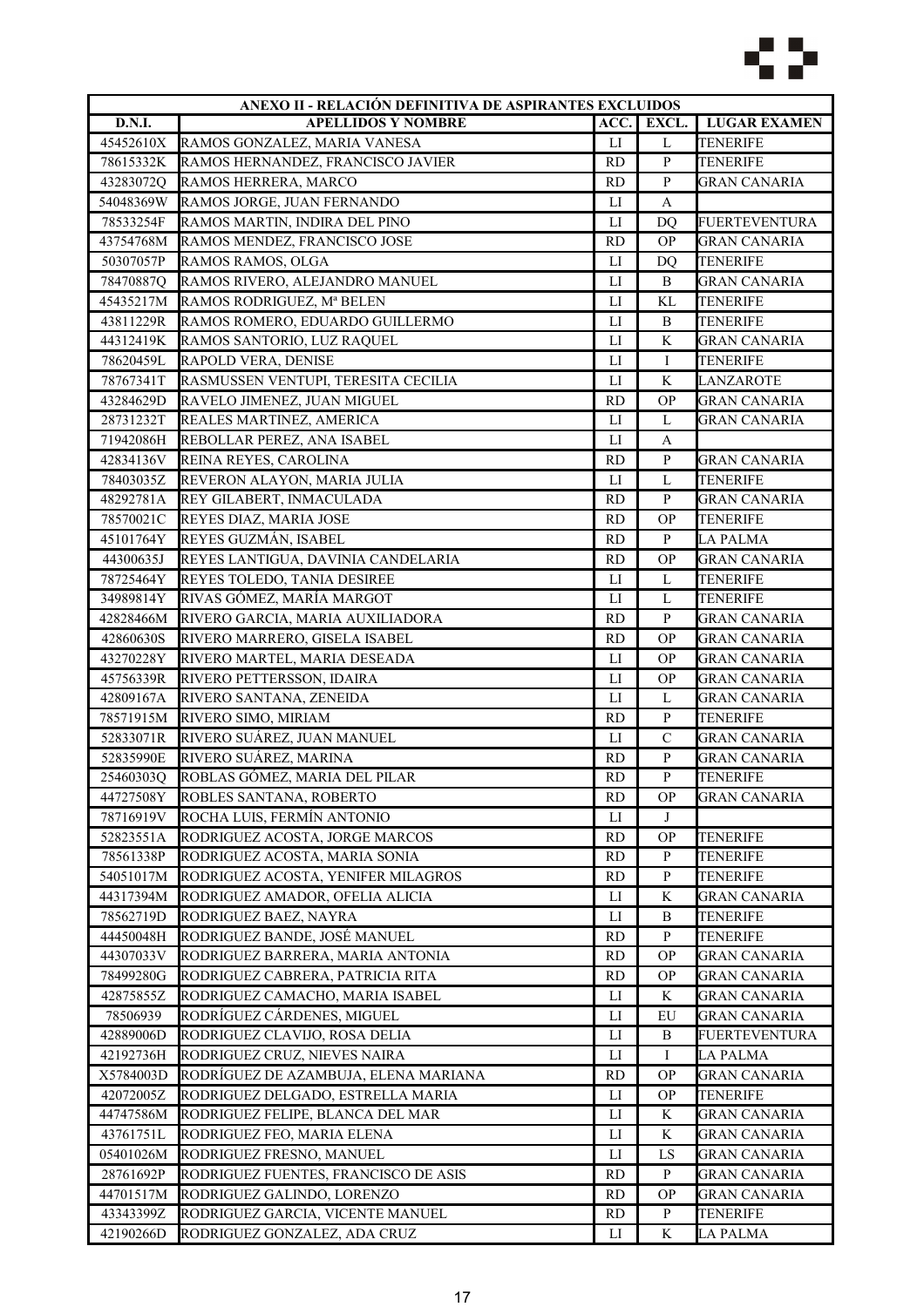| ANEXO II - RELACIÓN DEFINITIVA DE ASPIRANTES EXCLUIDOS | | | | |
|---|---|---|---|---|
| **D.N.I.** | **APELLIDOS Y NOMBRE** | **ACC.** | **EXCL.** | **LUGAR EXAMEN** |
| 45452610X | RAMOS GONZALEZ, MARIA VANESA | LI | L | TENERIFE |
| 78615332K | RAMOS HERNANDEZ, FRANCISCO JAVIER | RD | P | TENERIFE |
| 43283072Q | RAMOS HERRERA, MARCO | RD | P | GRAN CANARIA |
| 54048369W | RAMOS JORGE, JUAN FERNANDO | LI | A | |
| 78533254F | RAMOS MARTIN, INDIRA DEL PINO | LI | DQ | FUERTEVENTURA |
| 43754768M | RAMOS MENDEZ, FRANCISCO JOSE | RD | OP | GRAN CANARIA |
| 50307057P | RAMOS RAMOS, OLGA | LI | DQ | TENERIFE |
| 78470887Q | RAMOS RIVERO, ALEJANDRO MANUEL | LI | B | GRAN CANARIA |
| 45435217M | RAMOS RODRIGUEZ, Mª BELEN | LI | KL | TENERIFE |
| 43811229R | RAMOS ROMERO, EDUARDO GUILLERMO | LI | B | TENERIFE |
| 44312419K | RAMOS SANTORIO, LUZ RAQUEL | LI | K | GRAN CANARIA |
| 78620459L | RAPOLD VERA, DENISE | LI | I | TENERIFE |
| 78767341T | RASMUSSEN VENTUPI, TERESITA CECILIA | LI | K | LANZAROTE |
| 43284629D | RAVELO JIMENEZ, JUAN MIGUEL | RD | OP | GRAN CANARIA |
| 28731232T | REALES MARTINEZ, AMERICA | LI | L | GRAN CANARIA |
| 71942086H | REBOLLAR PEREZ, ANA ISABEL | LI | A | |
| 42834136V | REINA REYES, CAROLINA | RD | P | GRAN CANARIA |
| 78403035Z | REVERON ALAYON, MARIA JULIA | LI | L | TENERIFE |
| 48292781A | REY GILABERT, INMACULADA | RD | P | GRAN CANARIA |
| 78570021C | REYES DIAZ, MARIA JOSE | RD | OP | TENERIFE |
| 45101764Y | REYES GUZMÁN, ISABEL | RD | P | LA PALMA |
| 44300635J | REYES LANTIGUA, DAVINIA CANDELARIA | RD | OP | GRAN CANARIA |
| 78725464Y | REYES TOLEDO, TANIA DESIREE | LI | L | TENERIFE |
| 34989814Y | RIVAS GÓMEZ, MARÍA MARGOT | LI | L | TENERIFE |
| 42828466M | RIVERO GARCIA, MARIA AUXILIADORA | RD | P | GRAN CANARIA |
| 42860630S | RIVERO MARRERO, GISELA ISABEL | RD | OP | GRAN CANARIA |
| 43270228Y | RIVERO MARTEL, MARIA DESEADA | LI | OP | GRAN CANARIA |
| 45756339R | RIVERO PETTERSSON, IDAIRA | LI | OP | GRAN CANARIA |
| 42809167A | RIVERO SANTANA, ZENEIDA | LI | L | GRAN CANARIA |
| 78571915M | RIVERO SIMO, MIRIAM | RD | P | TENERIFE |
| 52833071R | RIVERO SUÁREZ, JUAN MANUEL | LI | C | GRAN CANARIA |
| 52835990E | RIVERO SUÁREZ, MARINA | RD | P | GRAN CANARIA |
| 25460303Q | ROBLAS GÓMEZ, MARIA DEL PILAR | RD | P | TENERIFE |
| 44727508Y | ROBLES SANTANA, ROBERTO | RD | OP | GRAN CANARIA |
| 78716919V | ROCHA LUIS, FERMÍN ANTONIO | LI | J | |
| 52823551A | RODRIGUEZ ACOSTA, JORGE MARCOS | RD | OP | TENERIFE |
| 78561338P | RODRIGUEZ ACOSTA, MARIA SONIA | RD | P | TENERIFE |
| 54051017M | RODRIGUEZ ACOSTA, YENIFER MILAGROS | RD | P | TENERIFE |
| 44317394M | RODRIGUEZ AMADOR, OFELIA ALICIA | LI | K | GRAN CANARIA |
| 78562719D | RODRIGUEZ BAEZ, NAYRA | LI | B | TENERIFE |
| 44450048H | RODRIGUEZ BANDE, JOSÉ MANUEL | RD | P | TENERIFE |
| 44307033V | RODRIGUEZ BARRERA, MARIA ANTONIA | RD | OP | GRAN CANARIA |
| 78499280G | RODRIGUEZ CABRERA, PATRICIA RITA | RD | OP | GRAN CANARIA |
| 42875855Z | RODRIGUEZ CAMACHO, MARIA ISABEL | LI | K | GRAN CANARIA |
| 78506939 | RODRÍGUEZ CÁRDENES, MIGUEL | LI | EU | GRAN CANARIA |
| 42889006D | RODRIGUEZ CLAVIJO, ROSA DELIA | LI | B | FUERTEVENTURA |
| 42192736H | RODRIGUEZ CRUZ, NIEVES NAIRA | LI | I | LA PALMA |
| X5784003D | RODRÍGUEZ DE AZAMBUJA, ELENA MARIANA | RD | OP | GRAN CANARIA |
| 42072005Z | RODRIGUEZ DELGADO, ESTRELLA MARIA | LI | OP | TENERIFE |
| 44747586M | RODRIGUEZ FELIPE, BLANCA DEL MAR | LI | K | GRAN CANARIA |
| 43761751L | RODRIGUEZ FEO, MARIA ELENA | LI | K | GRAN CANARIA |
| 05401026M | RODRIGUEZ FRESNO, MANUEL | LI | LS | GRAN CANARIA |
| 28761692P | RODRIGUEZ FUENTES, FRANCISCO DE ASIS | RD | P | GRAN CANARIA |
| 44701517M | RODRIGUEZ GALINDO, LORENZO | RD | OP | GRAN CANARIA |
| 43343399Z | RODRIGUEZ GARCIA, VICENTE MANUEL | RD | P | TENERIFE |
| 42190266D | RODRIGUEZ GONZALEZ, ADA CRUZ | LI | K | LA PALMA |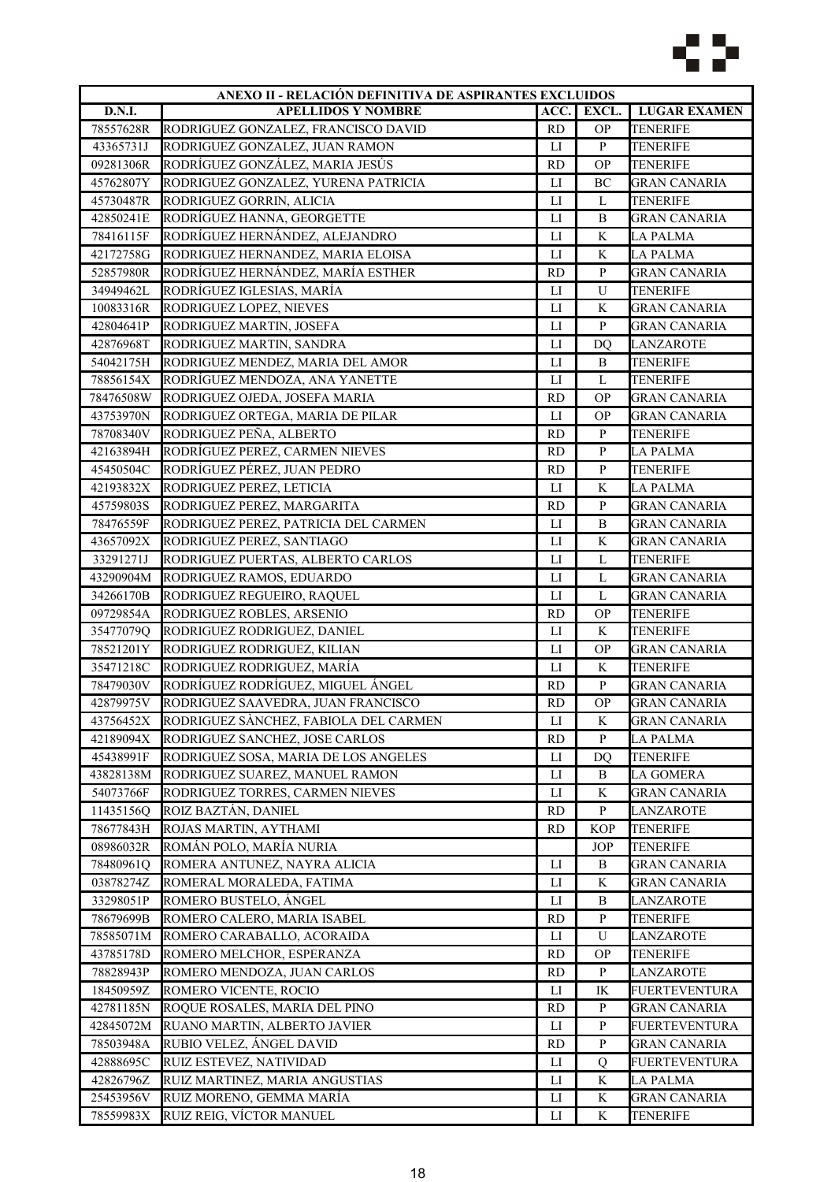| ANEXO II - RELACIÓN DEFINITIVA DE ASPIRANTES EXCLUIDOS | | | | |
|---|---|---|---|---|
| D.N.I. | APELLIDOS Y NOMBRE | ACC. | EXCL. | LUGAR EXAMEN |
| 78557628R | RODRIGUEZ GONZALEZ, FRANCISCO DAVID | RD | OP | TENERIFE |
| 43365731J | RODRIGUEZ GONZALEZ, JUAN RAMON | LI | P | TENERIFE |
| 09281306R | RODRÍGUEZ GONZÁLEZ, MARIA JESÚS | RD | OP | TENERIFE |
| 45762807Y | RODRIGUEZ GONZALEZ, YURENA PATRICIA | LI | BC | GRAN CANARIA |
| 45730487R | RODRIGUEZ GORRIN, ALICIA | LI | L | TENERIFE |
| 42850241E | RODRÍGUEZ HANNA, GEORGETTE | LI | B | GRAN CANARIA |
| 78416115F | RODRÍGUEZ HERNÁNDEZ, ALEJANDRO | LI | K | LA PALMA |
| 42172758G | RODRIGUEZ HERNANDEZ, MARIA ELOISA | LI | K | LA PALMA |
| 52857980R | RODRÍGUEZ HERNÁNDEZ, MARÍA ESTHER | RD | P | GRAN CANARIA |
| 34949462L | RODRÍGUEZ IGLESIAS, MARÍA | LI | U | TENERIFE |
| 10083316R | RODRIGUEZ LOPEZ, NIEVES | LI | K | GRAN CANARIA |
| 42804641P | RODRIGUEZ MARTIN, JOSEFA | LI | P | GRAN CANARIA |
| 42876968T | RODRIGUEZ MARTIN, SANDRA | LI | DQ | LANZAROTE |
| 54042175H | RODRIGUEZ MENDEZ, MARIA DEL AMOR | LI | B | TENERIFE |
| 78856154X | RODRÍGUEZ MENDOZA, ANA YANETTE | LI | L | TENERIFE |
| 78476508W | RODRIGUEZ OJEDA, JOSEFA MARIA | RD | OP | GRAN CANARIA |
| 43753970N | RODRIGUEZ ORTEGA, MARIA DE PILAR | LI | OP | GRAN CANARIA |
| 78708340V | RODRIGUEZ PEÑA, ALBERTO | RD | P | TENERIFE |
| 42163894H | RODRÍGUEZ PEREZ, CARMEN NIEVES | RD | P | LA PALMA |
| 45450504C | RODRÍGUEZ PÉREZ, JUAN PEDRO | RD | P | TENERIFE |
| 42193832X | RODRIGUEZ PEREZ, LETICIA | LI | K | LA PALMA |
| 45759803S | RODRIGUEZ PEREZ, MARGARITA | RD | P | GRAN CANARIA |
| 78476559F | RODRIGUEZ PEREZ, PATRICIA DEL CARMEN | LI | B | GRAN CANARIA |
| 43657092X | RODRIGUEZ PEREZ, SANTIAGO | LI | K | GRAN CANARIA |
| 33291271J | RODRIGUEZ PUERTAS, ALBERTO CARLOS | LI | L | TENERIFE |
| 43290904M | RODRIGUEZ RAMOS, EDUARDO | LI | L | GRAN CANARIA |
| 34266170B | RODRIGUEZ REGUEIRO, RAQUEL | LI | L | GRAN CANARIA |
| 09729854A | RODRIGUEZ ROBLES, ARSENIO | RD | OP | TENERIFE |
| 35477079Q | RODRIGUEZ RODRIGUEZ, DANIEL | LI | K | TENERIFE |
| 78521201Y | RODRIGUEZ RODRIGUEZ, KILIAN | LI | OP | GRAN CANARIA |
| 35471218C | RODRIGUEZ RODRIGUEZ, MARÍA | LI | K | TENERIFE |
| 78479030V | RODRÍGUEZ RODRÍGUEZ, MIGUEL ÁNGEL | RD | P | GRAN CANARIA |
| 42879975V | RODRIGUEZ SAAVEDRA, JUAN FRANCISCO | RD | OP | GRAN CANARIA |
| 43756452X | RODRIGUEZ SÀNCHEZ, FABIOLA DEL CARMEN | LI | K | GRAN CANARIA |
| 42189094X | RODRIGUEZ SANCHEZ, JOSE CARLOS | RD | P | LA PALMA |
| 45438991F | RODRIGUEZ SOSA, MARIA DE LOS ANGELES | LI | DQ | TENERIFE |
| 43828138M | RODRIGUEZ SUAREZ, MANUEL RAMON | LI | B | LA GOMERA |
| 54073766F | RODRIGUEZ TORRES, CARMEN NIEVES | LI | K | GRAN CANARIA |
| 11435156Q | ROIZ BAZTÁN, DANIEL | RD | P | LANZAROTE |
| 78677843H | ROJAS MARTIN, AYTHAMI | RD | KOP | TENERIFE |
| 08986032R | ROMÁN POLO, MARÍA NURIA | | JOP | TENERIFE |
| 78480961Q | ROMERA ANTUNEZ, NAYRA ALICIA | LI | B | GRAN CANARIA |
| 03878274Z | ROMERAL MORALEDA, FATIMA | LI | K | GRAN CANARIA |
| 33298051P | ROMERO BUSTELO, ÁNGEL | LI | B | LANZAROTE |
| 78679699B | ROMERO CALERO, MARIA ISABEL | RD | P | TENERIFE |
| 78585071M | ROMERO CARABALLO, ACORAIDA | LI | U | LANZAROTE |
| 43785178D | ROMERO MELCHOR, ESPERANZA | RD | OP | TENERIFE |
| 78828943P | ROMERO MENDOZA, JUAN CARLOS | RD | P | LANZAROTE |
| 18450959Z | ROMERO VICENTE, ROCIO | LI | IK | FUERTEVENTURA |
| 42781185N | ROQUE ROSALES, MARIA DEL PINO | RD | P | GRAN CANARIA |
| 42845072M | RUANO MARTIN, ALBERTO JAVIER | LI | P | FUERTEVENTURA |
| 78503948A | RUBIO VELEZ, ÁNGEL DAVID | RD | P | GRAN CANARIA |
| 42888695C | RUIZ ESTEVEZ, NATIVIDAD | LI | Q | FUERTEVENTURA |
| 42826796Z | RUIZ MARTINEZ, MARIA ANGUSTIAS | LI | K | LA PALMA |
| 25453956V | RUIZ MORENO, GEMMA MARÍA | LI | K | GRAN CANARIA |
| 78559983X | RUIZ REIG, VÍCTOR MANUEL | LI | K | TENERIFE |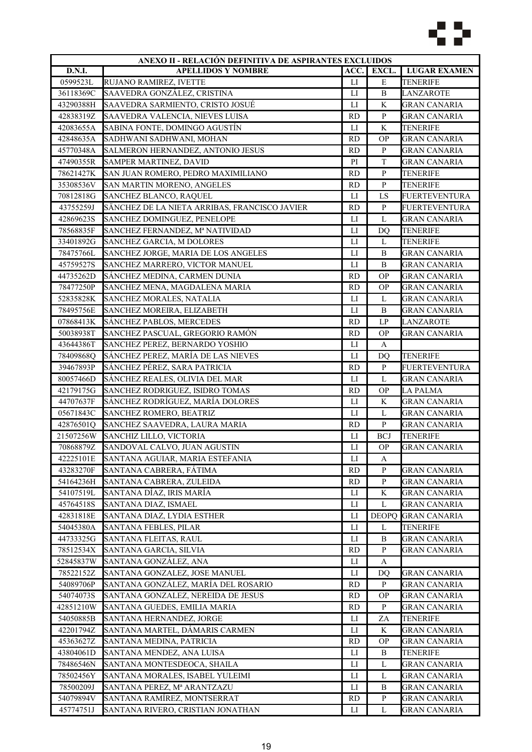| ANEXO II - RELACIÓN DEFINITIVA DE ASPIRANTES EXCLUIDOS | | | | |
|---|---|---|---|---|
| **D.N.I.** | **APELLIDOS Y NOMBRE** | **ACC.** | **EXCL.** | **LUGAR EXAMEN** |
| 0599523L | RUJANO RAMIREZ, IVETTE | LI | E | TENERIFE |
| 36118369C | SAAVEDRA GONZÁLEZ, CRISTINA | LI | B | LANZAROTE |
| 43290388H | SAAVEDRA SARMIENTO, CRISTO JOSUÉ | LI | K | GRAN CANARIA |
| 42838319Z | SAAVEDRA VALENCIA, NIEVES LUISA | RD | P | GRAN CANARIA |
| 42083655A | SABINA FONTE, DOMINGO AGUSTÍN | LI | K | TENERIFE |
| 42848635A | SADHWANI SADHWANI, MOHAN | RD | OP | GRAN CANARIA |
| 45770348A | SALMERON HERNANDEZ, ANTONIO JESUS | RD | P | GRAN CANARIA |
| 47490355R | SAMPER MARTINEZ, DAVID | PI | T | GRAN CANARIA |
| 78621427K | SAN JUAN ROMERO, PEDRO MAXIMILIANO | RD | P | TENERIFE |
| 35308536V | SAN MARTIN MORENO, ANGELES | RD | P | TENERIFE |
| 70812818G | SANCHEZ BLANCO, RAQUEL | LI | LS | FUERTEVENTURA |
| 43755259J | SÄNCHEZ DE LA NIETA ARRIBAS, FRANCISCO JAVIER | RD | P | FUERTEVENTURA |
| 42869623S | SANCHEZ DOMINGUEZ, PENELOPE | LI | L | GRAN CANARIA |
| 78568835F | SANCHEZ FERNANDEZ, Mª NATIVIDAD | LI | DQ | TENERIFE |
| 33401892G | SANCHEZ GARCIA, M DOLORES | LI | L | TENERIFE |
| 78475766L | SANCHEZ JORGE, MARIA DE LOS ANGELES | LI | B | GRAN CANARIA |
| 45759527S | SANCHEZ MARRERO, VICTOR MANUEL | LI | B | GRAN CANARIA |
| 44735262D | SÁNCHEZ MEDINA, CARMEN DUNIA | RD | OP | GRAN CANARIA |
| 78477250P | SANCHEZ MENA, MAGDALENA MARIA | RD | OP | GRAN CANARIA |
| 52835828K | SANCHEZ MORALES, NATALIA | LI | L | GRAN CANARIA |
| 78495756E | SANCHEZ MOREIRA, ELIZABETH | LI | B | GRAN CANARIA |
| 07868413K | SÁNCHEZ PABLOS, MERCEDES | RD | LP | LANZAROTE |
| 50038938T | SANCHEZ PASCUAL, GREGORIO RAMÓN | RD | OP | GRAN CANARIA |
| 43644386T | SANCHEZ PEREZ, BERNARDO YOSHIO | LI | A | |
| 78409868Q | SÁNCHEZ PEREZ, MARÍA DE LAS NIEVES | LI | DQ | TENERIFE |
| 39467893P | SÁNCHEZ PÉREZ, SARA PATRICIA | RD | P | FUERTEVENTURA |
| 80057466D | SÁNCHEZ REALES, OLIVIA DEL MAR | LI | L | GRAN CANARIA |
| 42179175G | SANCHEZ RODRIGUEZ, ISIDRO TOMAS | RD | OP | LA PALMA |
| 44707637F | SÁNCHEZ RODRÍGUEZ, MARÍA DOLORES | LI | K | GRAN CANARIA |
| 05671843C | SANCHEZ ROMERO, BEATRIZ | LI | L | GRAN CANARIA |
| 42876501Q | SANCHEZ SAAVEDRA, LAURA MARIA | RD | P | GRAN CANARIA |
| 21507256W | SANCHIZ LILLO, VICTORIA | LI | BCJ | TENERIFE |
| 70868879Z | SANDOVAL CALVO, JUAN AGUSTIN | LI | OP | GRAN CANARIA |
| 42225101E | SANTANA AGUIAR, MARIA ESTEFANIA | LI | A | |
| 43283270F | SANTANA CABRERA, FÁTIMA | RD | P | GRAN CANARIA |
| 54164236H | SANTANA CABRERA, ZULEIDA | RD | P | GRAN CANARIA |
| 54107519L | SANTANA DÍAZ, IRIS MARÍA | LI | K | GRAN CANARIA |
| 45764518S | SANTANA DIAZ, ISMAEL | LI | L | GRAN CANARIA |
| 42831818E | SANTANA DIAZ, LYDIA ESTHER | LI | DEOPQ | GRAN CANARIA |
| 54045380A | SANTANA FEBLES, PILAR | LI | L | TENERIFE |
| 44733325G | SANTANA FLEITAS, RAUL | LI | B | GRAN CANARIA |
| 78512534X | SANTANA GARCIA, SILVIA | RD | P | GRAN CANARIA |
| 52845837W | SANTANA GONZÁLEZ, ANA | LI | A | |
| 78522152Z | SANTANA GONZALEZ, JOSE MANUEL | LI | DQ | GRAN CANARIA |
| 54089706P | SANTANA GONZÁLEZ, MARÍA DEL ROSARIO | RD | P | GRAN CANARIA |
| 54074073S | SANTANA GONZALEZ, NEREIDA DE JESUS | RD | OP | GRAN CANARIA |
| 42851210W | SANTANA GUEDES, EMILIA MARIA | RD | P | GRAN CANARIA |
| 54050885B | SANTANA HERNANDEZ, JORGE | LI | ZA | TENERIFE |
| 42201794Z | SANTANA MARTEL, DÁMARIS CARMEN | LI | K | GRAN CANARIA |
| 45363627Z | SANTANA MEDINA, PATRICIA | RD | OP | GRAN CANARIA |
| 43804061D | SANTANA MENDEZ, ANA LUISA | LI | B | TENERIFE |
| 78486546N | SANTANA MONTESDEOCA, SHAILA | LI | L | GRAN CANARIA |
| 78502456Y | SANTANA MORALES, ISABEL YULEIMI | LI | L | GRAN CANARIA |
| 78500209J | SANTANA PEREZ, Mª ARANTZAZU | LI | B | GRAN CANARIA |
| 54079894V | SANTANA RAMÍREZ, MONTSERRAT | RD | P | GRAN CANARIA |
| 45774751J | SANTANA RIVERO, CRISTIAN JONATHAN | LI | L | GRAN CANARIA |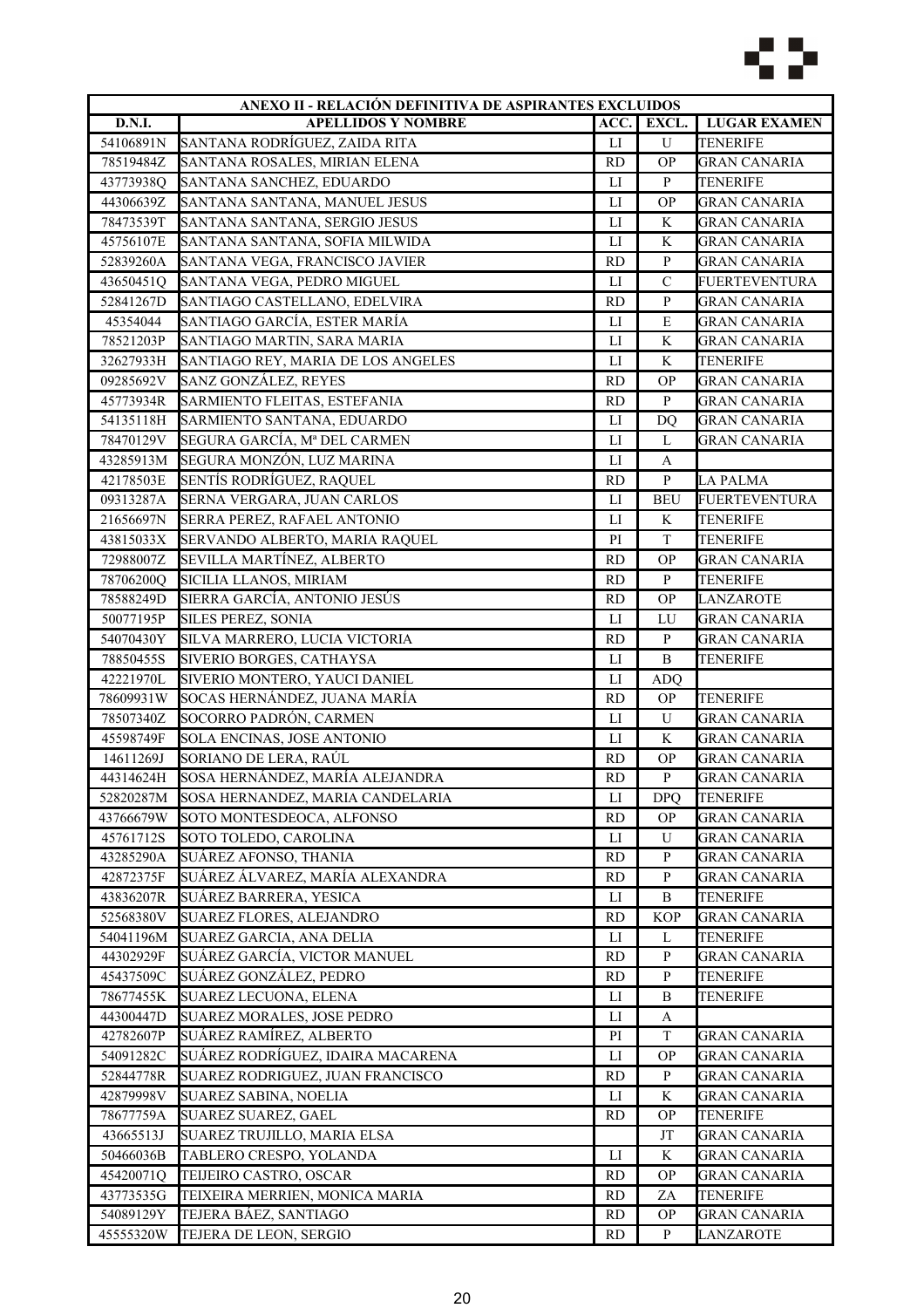| ANEXO II - RELACIÓN DEFINITIVA DE ASPIRANTES EXCLUIDOS | | | | |
|---|---|---|---|---|
| D.N.I. | APELLIDOS Y NOMBRE | ACC. | EXCL. | LUGAR EXAMEN |
| 54106891N | SANTANA RODRÍGUEZ, ZAIDA RITA | LI | U | TENERIFE |
| 78519484Z | SANTANA ROSALES, MIRIAN ELENA | RD | OP | GRAN CANARIA |
| 43773938Q | SANTANA SANCHEZ, EDUARDO | LI | P | TENERIFE |
| 44306639Z | SANTANA SANTANA, MANUEL JESUS | LI | OP | GRAN CANARIA |
| 78473539T | SANTANA SANTANA, SERGIO JESUS | LI | K | GRAN CANARIA |
| 45756107E | SANTANA SANTANA, SOFIA MILWIDA | LI | K | GRAN CANARIA |
| 52839260A | SANTANA VEGA, FRANCISCO JAVIER | RD | P | GRAN CANARIA |
| 43650451Q | SANTANA VEGA, PEDRO MIGUEL | LI | C | FUERTEVENTURA |
| 52841267D | SANTIAGO CASTELLANO, EDELVIRA | RD | P | GRAN CANARIA |
| 45354044 | SANTIAGO GARCÍA, ESTER MARÍA | LI | E | GRAN CANARIA |
| 78521203P | SANTIAGO MARTIN, SARA MARIA | LI | K | GRAN CANARIA |
| 32627933H | SANTIAGO REY, MARIA DE LOS ANGELES | LI | K | TENERIFE |
| 09285692V | SANZ GONZÁLEZ, REYES | RD | OP | GRAN CANARIA |
| 45773934R | SARMIENTO FLEITAS, ESTEFANIA | RD | P | GRAN CANARIA |
| 54135118H | SARMIENTO SANTANA, EDUARDO | LI | DQ | GRAN CANARIA |
| 78470129V | SEGURA GARCÍA, Mª DEL CARMEN | LI | L | GRAN CANARIA |
| 43285913M | SEGURA MONZÓN, LUZ MARINA | LI | A | |
| 42178503E | SENTÍS RODRÍGUEZ, RAQUEL | RD | P | LA PALMA |
| 09313287A | SERNA VERGARA, JUAN CARLOS | LI | BEU | FUERTEVENTURA |
| 21656697N | SERRA PEREZ, RAFAEL ANTONIO | LI | K | TENERIFE |
| 43815033X | SERVANDO ALBERTO, MARIA RAQUEL | PI | T | TENERIFE |
| 72988007Z | SEVILLA MARTÍNEZ, ALBERTO | RD | OP | GRAN CANARIA |
| 78706200Q | SICILIA LLANOS, MIRIAM | RD | P | TENERIFE |
| 78588249D | SIERRA GARCÍA, ANTONIO JESÚS | RD | OP | LANZAROTE |
| 50077195P | SILES PEREZ, SONIA | LI | LU | GRAN CANARIA |
| 54070430Y | SILVA MARRERO, LUCIA VICTORIA | RD | P | GRAN CANARIA |
| 78850455S | SIVERIO BORGES, CATHAYSA | LI | B | TENERIFE |
| 42221970L | SIVERIO MONTERO, YAUCI DANIEL | LI | ADQ | |
| 78609931W | SOCAS HERNÁNDEZ, JUANA MARÍA | RD | OP | TENERIFE |
| 78507340Z | SOCORRO PADRÓN, CARMEN | LI | U | GRAN CANARIA |
| 45598749F | SOLA ENCINAS, JOSE ANTONIO | LI | K | GRAN CANARIA |
| 14611269J | SORIANO DE LERA, RAÚL | RD | OP | GRAN CANARIA |
| 44314624H | SOSA HERNÁNDEZ, MARÍA ALEJANDRA | RD | P | GRAN CANARIA |
| 52820287M | SOSA HERNANDEZ, MARIA CANDELARIA | LI | DPQ | TENERIFE |
| 43766679W | SOTO MONTESDEOCA, ALFONSO | RD | OP | GRAN CANARIA |
| 45761712S | SOTO TOLEDO, CAROLINA | LI | U | GRAN CANARIA |
| 43285290A | SUÁREZ AFONSO, THANIA | RD | P | GRAN CANARIA |
| 42872375F | SUÁREZ ÁLVAREZ, MARÍA ALEXANDRA | RD | P | GRAN CANARIA |
| 43836207R | SUÁREZ BARRERA, YESICA | LI | B | TENERIFE |
| 52568380V | SUAREZ FLORES, ALEJANDRO | RD | KOP | GRAN CANARIA |
| 54041196M | SUAREZ GARCIA, ANA DELIA | LI | L | TENERIFE |
| 44302929F | SUÁREZ GARCÍA, VICTOR MANUEL | RD | P | GRAN CANARIA |
| 45437509C | SUÁREZ GONZÁLEZ, PEDRO | RD | P | TENERIFE |
| 78677455K | SUAREZ LECUONA, ELENA | LI | B | TENERIFE |
| 44300447D | SUAREZ MORALES, JOSE PEDRO | LI | A | |
| 42782607P | SUÁREZ RAMÍREZ, ALBERTO | PI | T | GRAN CANARIA |
| 54091282C | SUÁREZ RODRÍGUEZ, IDAIRA MACARENA | LI | OP | GRAN CANARIA |
| 52844778R | SUAREZ RODRIGUEZ, JUAN FRANCISCO | RD | P | GRAN CANARIA |
| 42879998V | SUAREZ SABINA, NOELIA | LI | K | GRAN CANARIA |
| 78677759A | SUAREZ SUAREZ, GAEL | RD | OP | TENERIFE |
| 43665513J | SUAREZ TRUJILLO, MARIA ELSA | | JT | GRAN CANARIA |
| 50466036B | TABLERO CRESPO, YOLANDA | LI | K | GRAN CANARIA |
| 45420071Q | TEIJEIRO CASTRO, OSCAR | RD | OP | GRAN CANARIA |
| 43773535G | TEIXEIRA MERRIEN, MONICA MARIA | RD | ZA | TENERIFE |
| 54089129Y | TEJERA BÁEZ, SANTIAGO | RD | OP | GRAN CANARIA |
| 45555320W | TEJERA DE LEON, SERGIO | RD | P | LANZAROTE |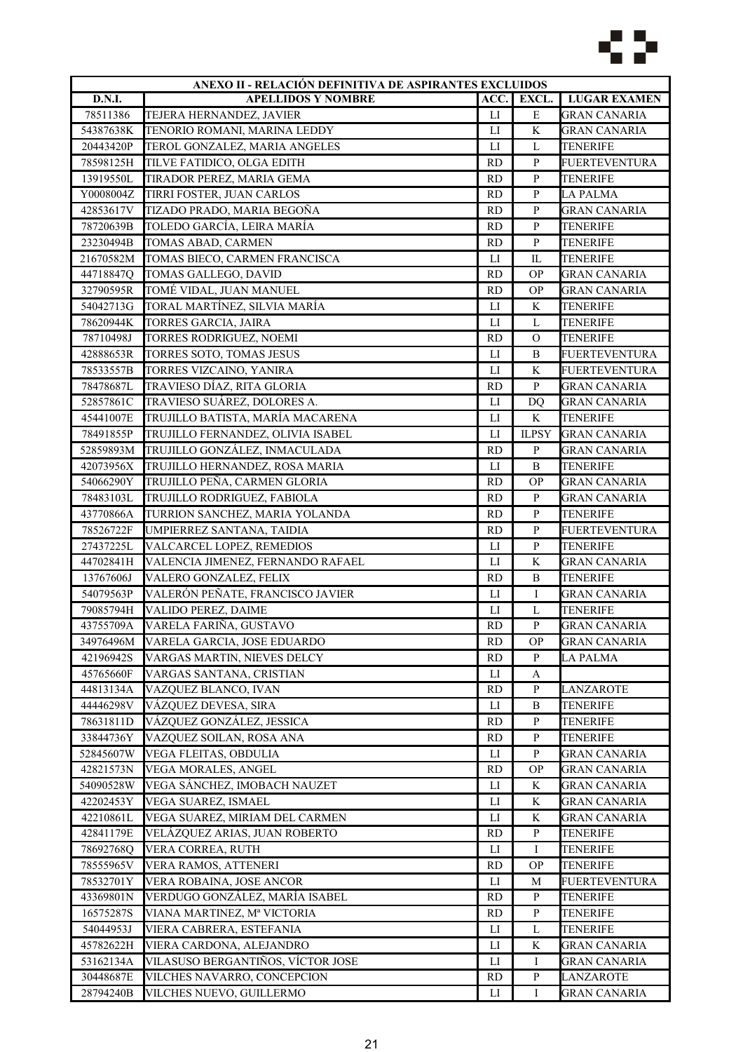| ANEXO II - RELACIÓN DEFINITIVA DE ASPIRANTES EXCLUIDOS | | | | |
|---|---|---|---|---|
| D.N.I. | APELLIDOS Y NOMBRE | ACC. | EXCL. | LUGAR EXAMEN |
| 78511386 | TEJERA HERNANDEZ, JAVIER | LI | E | GRAN CANARIA |
| 54387638K | TENORIO ROMANI, MARINA LEDDY | LI | K | GRAN CANARIA |
| 20443420P | TEROL GONZALEZ, MARIA ANGELES | LI | L | TENERIFE |
| 78598125H | TILVE FATIDICO, OLGA EDITH | RD | P | FUERTEVENTURA |
| 13919550L | TIRADOR PEREZ, MARIA GEMA | RD | P | TENERIFE |
| Y0008004Z | TIRRI FOSTER, JUAN CARLOS | RD | P | LA PALMA |
| 42853617V | TIZADO PRADO, MARIA BEGOÑA | RD | P | GRAN CANARIA |
| 78720639B | TOLEDO GARCÍA, LEIRA MARÍA | RD | P | TENERIFE |
| 23230494B | TOMAS ABAD, CARMEN | RD | P | TENERIFE |
| 21670582M | TOMAS BIECO, CARMEN FRANCISCA | LI | IL | TENERIFE |
| 44718847Q | TOMAS GALLEGO, DAVID | RD | OP | GRAN CANARIA |
| 32790595R | TOMÉ VIDAL, JUAN MANUEL | RD | OP | GRAN CANARIA |
| 54042713G | TORAL MARTÍNEZ, SILVIA MARÍA | LI | K | TENERIFE |
| 78620944K | TORRES GARCIA, JAIRA | LI | L | TENERIFE |
| 78710498J | TORRES RODRIGUEZ, NOEMI | RD | O | TENERIFE |
| 42888653R | TORRES SOTO, TOMAS JESUS | LI | B | FUERTEVENTURA |
| 78533557B | TORRES VIZCAINO, YANIRA | LI | K | FUERTEVENTURA |
| 78478687L | TRAVIESO DÍAZ, RITA GLORIA | RD | P | GRAN CANARIA |
| 52857861C | TRAVIESO SUÁREZ, DOLORES A. | LI | DQ | GRAN CANARIA |
| 45441007E | TRUJILLO BATISTA, MARÍA MACARENA | LI | K | TENERIFE |
| 78491855P | TRUJILLO FERNANDEZ, OLIVIA ISABEL | LI | ILPSY | GRAN CANARIA |
| 52859893M | TRUJILLO GONZÁLEZ, INMACULADA | RD | P | GRAN CANARIA |
| 42073956X | TRUJILLO HERNANDEZ, ROSA MARIA | LI | B | TENERIFE |
| 54066290Y | TRUJILLO PEÑA, CARMEN GLORIA | RD | OP | GRAN CANARIA |
| 78483103L | TRUJILLO RODRIGUEZ, FABIOLA | RD | P | GRAN CANARIA |
| 43770866A | TURRION SANCHEZ, MARIA YOLANDA | RD | P | TENERIFE |
| 78526722F | UMPIERREZ SANTANA, TAIDIA | RD | P | FUERTEVENTURA |
| 27437225L | VALCARCEL LOPEZ, REMEDIOS | LI | P | TENERIFE |
| 44702841H | VALENCIA JIMENEZ, FERNANDO RAFAEL | LI | K | GRAN CANARIA |
| 13767606J | VALERO GONZALEZ, FELIX | RD | B | TENERIFE |
| 54079563P | VALERÓN PEÑATE, FRANCISCO JAVIER | LI | I | GRAN CANARIA |
| 79085794H | VALIDO PEREZ, DAIME | LI | L | TENERIFE |
| 43755709A | VARELA FARIÑA, GUSTAVO | RD | P | GRAN CANARIA |
| 34976496M | VARELA GARCIA, JOSE EDUARDO | RD | OP | GRAN CANARIA |
| 42196942S | VARGAS MARTIN, NIEVES DELCY | RD | P | LA PALMA |
| 45765660F | VARGAS SANTANA, CRISTIAN | LI | A | |
| 44813134A | VAZQUEZ BLANCO, IVAN | RD | P | LANZAROTE |
| 44446298V | VÁZQUEZ DEVESA, SIRA | LI | B | TENERIFE |
| 78631811D | VÁZQUEZ GONZÁLEZ, JESSICA | RD | P | TENERIFE |
| 33844736Y | VAZQUEZ SOILAN, ROSA ANA | RD | P | TENERIFE |
| 52845607W | VEGA FLEITAS, OBDULIA | LI | P | GRAN CANARIA |
| 42821573N | VEGA MORALES, ANGEL | RD | OP | GRAN CANARIA |
| 54090528W | VEGA SÁNCHEZ, IMOBACH NAUZET | LI | K | GRAN CANARIA |
| 42202453Y | VEGA SUAREZ, ISMAEL | LI | K | GRAN CANARIA |
| 42210861L | VEGA SUAREZ, MIRIAM DEL CARMEN | LI | K | GRAN CANARIA |
| 42841179E | VELÁZQUEZ ARIAS, JUAN ROBERTO | RD | P | TENERIFE |
| 78692768Q | VERA CORREA, RUTH | LI | I | TENERIFE |
| 78555965V | VERA RAMOS, ATTENERI | RD | OP | TENERIFE |
| 78532701Y | VERA ROBAINA, JOSE ANCOR | LI | M | FUERTEVENTURA |
| 43369801N | VERDUGO GONZÁLEZ, MARÍA ISABEL | RD | P | TENERIFE |
| 16575287S | VIANA MARTINEZ, Mª VICTORIA | RD | P | TENERIFE |
| 54044953J | VIERA CABRERA, ESTEFANIA | LI | L | TENERIFE |
| 45782622H | VIERA CARDONA, ALEJANDRO | LI | K | GRAN CANARIA |
| 53162134A | VILASUSO BERGANTIÑOS, VÍCTOR JOSE | LI | I | GRAN CANARIA |
| 30448687E | VILCHES NAVARRO, CONCEPCION | RD | P | LANZAROTE |
| 28794240B | VILCHES NUEVO, GUILLERMO | LI | I | GRAN CANARIA |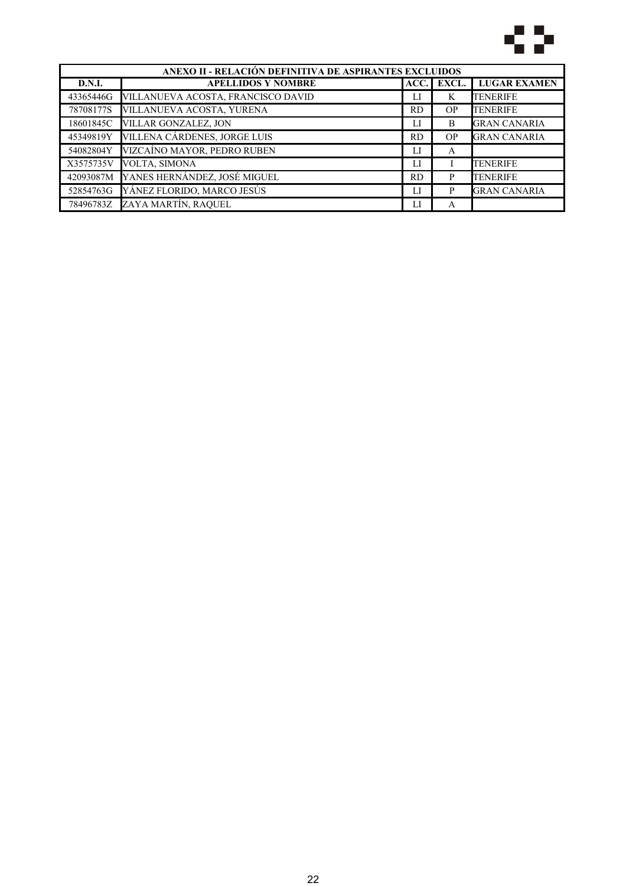| ANEXO II - RELACIÓN DEFINITIVA DE ASPIRANTES EXCLUIDOS | | | | |
|---|---|---|---|---|
| **D.N.I.** | **APELLIDOS Y NOMBRE** | **ACC.** | **EXCL.** | **LUGAR EXAMEN** |
| 43365446G | VILLANUEVA ACOSTA, FRANCISCO DAVID | LI | K | TENERIFE |
| 78708177S | VILLANUEVA ACOSTA, YURENA | RD | OP | TENERIFE |
| 18601845C | VILLAR GONZALEZ, JON | LI | B | GRAN CANARIA |
| 45349819Y | VILLENA CÁRDENES, JORGE LUIS | RD | OP | GRAN CANARIA |
| 54082804Y | VIZCAÍNO MAYOR, PEDRO RUBEN | LI | A | |
| X3575735V | VOLTA, SIMONA | LI | I | TENERIFE |
| 42093087M | YANES HERNÁNDEZ, JOSÉ MIGUEL | RD | P | TENERIFE |
| 52854763G | YÁNEZ FLORIDO, MARCO JESÚS | LI | P | GRAN CANARIA |
| 78496783Z | ZAYA MARTÍN, RAQUEL | LI | A | |